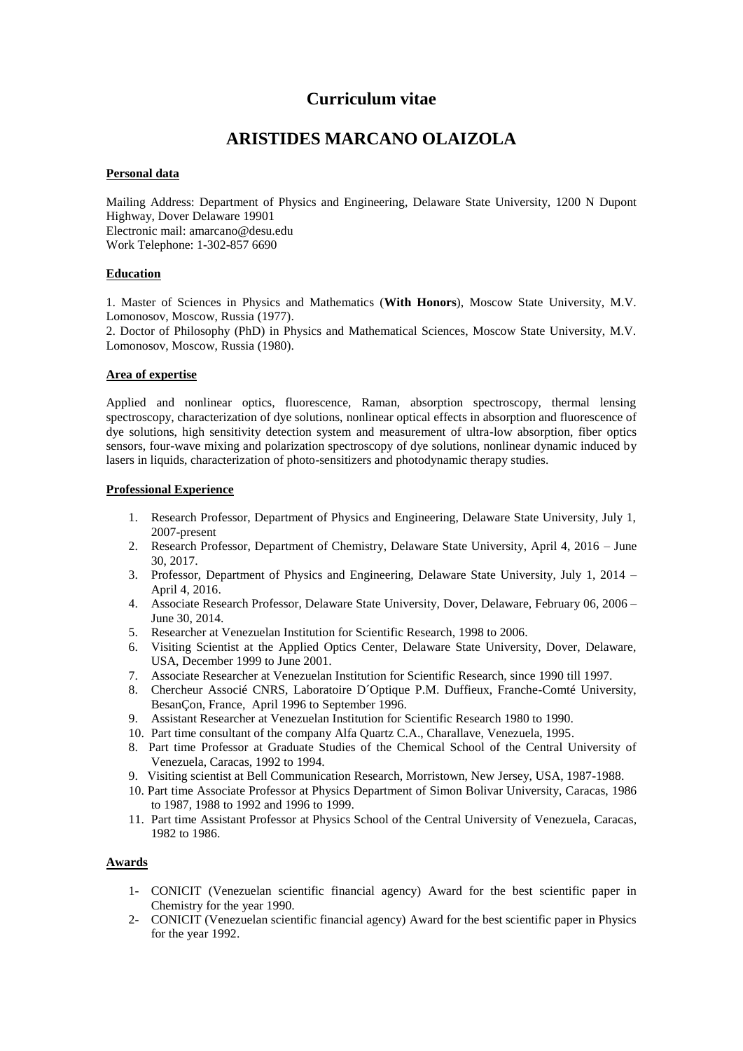# Curriculum vitae

# ARISTIDES MARCANO OLAIZOLA

**Personal data**

Mailing Address: Department of Physics and Engineering, Delaware State University, 1200 N Dupont Highway, Dover Delaware 19901
Electronic mail: amarcano@desu.edu
Work Telephone: 1-302-857 6690

**Education**

1. Master of Sciences in Physics and Mathematics (**With Honors**), Moscow State University, M.V. Lomonosov, Moscow, Russia (1977).
2. Doctor of Philosophy (PhD) in Physics and Mathematical Sciences, Moscow State University, M.V. Lomonosov, Moscow, Russia (1980).

**Area of expertise**

Applied and nonlinear optics, fluorescence, Raman, absorption spectroscopy, thermal lensing spectroscopy, characterization of dye solutions, nonlinear optical effects in absorption and fluorescence of dye solutions, high sensitivity detection system and measurement of ultra-low absorption, fiber optics sensors, four-wave mixing and polarization spectroscopy of dye solutions, nonlinear dynamic induced by lasers in liquids, characterization of photo-sensitizers and photodynamic therapy studies.

**Professional Experience**

1. Research Professor, Department of Physics and Engineering, Delaware State University, July 1, 2007-present
2. Research Professor, Department of Chemistry, Delaware State University, April 4, 2016 – June 30, 2017.
3. Professor, Department of Physics and Engineering, Delaware State University, July 1, 2014 – April 4, 2016.
4. Associate Research Professor, Delaware State University, Dover, Delaware, February 06, 2006 – June 30, 2014.
5. Researcher at Venezuelan Institution for Scientific Research, 1998 to 2006.
6. Visiting Scientist at the Applied Optics Center, Delaware State University, Dover, Delaware, USA, December 1999 to June 2001.
7. Associate Researcher at Venezuelan Institution for Scientific Research, since 1990 till 1997.
8. Chercheur Associé CNRS, Laboratoire D´Optique P.M. Duffieux, Franche-Comté University, BesanÇon, France, April 1996 to September 1996.
9. Assistant Researcher at Venezuelan Institution for Scientific Research 1980 to 1990.
10. Part time consultant of the company Alfa Quartz C.A., Charallave, Venezuela, 1995.
8. Part time Professor at Graduate Studies of the Chemical School of the Central University of Venezuela, Caracas, 1992 to 1994.
9. Visiting scientist at Bell Communication Research, Morristown, New Jersey, USA, 1987-1988.
10. Part time Associate Professor at Physics Department of Simon Bolivar University, Caracas, 1986 to 1987, 1988 to 1992 and 1996 to 1999.
11. Part time Assistant Professor at Physics School of the Central University of Venezuela, Caracas, 1982 to 1986.

**Awards**

1- CONICIT (Venezuelan scientific financial agency) Award for the best scientific paper in Chemistry for the year 1990.
2- CONICIT (Venezuelan scientific financial agency) Award for the best scientific paper in Physics for the year 1992.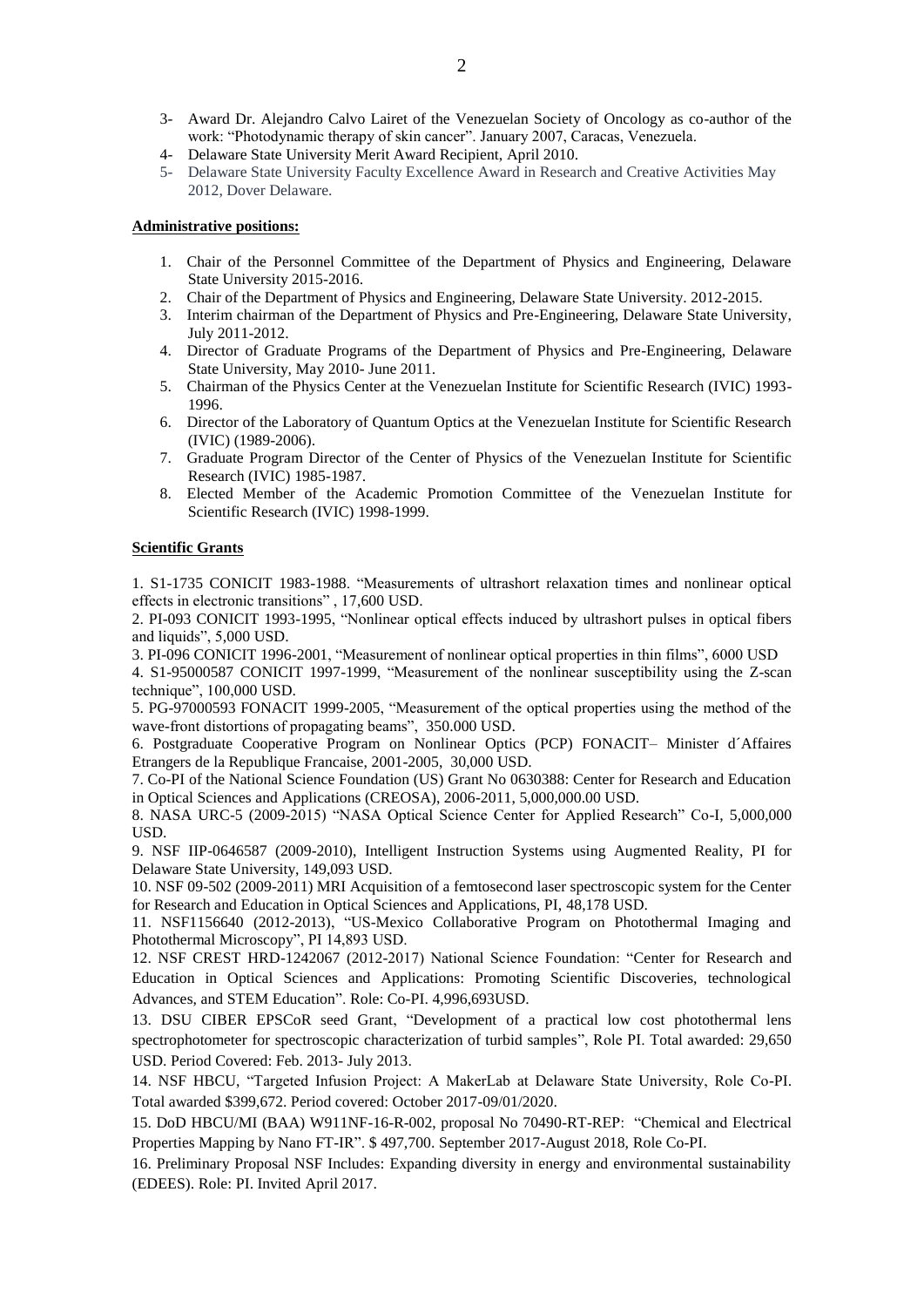3- Award Dr. Alejandro Calvo Lairet of the Venezuelan Society of Oncology as co-author of the work: "Photodynamic therapy of skin cancer". January 2007, Caracas, Venezuela.
4- Delaware State University Merit Award Recipient, April 2010.
5- Delaware State University Faculty Excellence Award in Research and Creative Activities May 2012, Dover Delaware.

**Administrative positions:**

1. Chair of the Personnel Committee of the Department of Physics and Engineering, Delaware State University 2015-2016.
2. Chair of the Department of Physics and Engineering, Delaware State University. 2012-2015.
3. Interim chairman of the Department of Physics and Pre-Engineering, Delaware State University, July 2011-2012.
4. Director of Graduate Programs of the Department of Physics and Pre-Engineering, Delaware State University, May 2010- June 2011.
5. Chairman of the Physics Center at the Venezuelan Institute for Scientific Research (IVIC) 1993-1996.
6. Director of the Laboratory of Quantum Optics at the Venezuelan Institute for Scientific Research (IVIC) (1989-2006).
7. Graduate Program Director of the Center of Physics of the Venezuelan Institute for Scientific Research (IVIC) 1985-1987.
8. Elected Member of the Academic Promotion Committee of the Venezuelan Institute for Scientific Research (IVIC) 1998-1999.

**Scientific Grants**

1. S1-1735 CONICIT 1983-1988. "Measurements of ultrashort relaxation times and nonlinear optical effects in electronic transitions" , 17,600 USD.
2. PI-093 CONICIT 1993-1995, "Nonlinear optical effects induced by ultrashort pulses in optical fibers and liquids", 5,000 USD.
3. PI-096 CONICIT 1996-2001, "Measurement of nonlinear optical properties in thin films", 6000 USD
4. S1-95000587 CONICIT 1997-1999, "Measurement of the nonlinear susceptibility using the Z-scan technique", 100,000 USD.
5. PG-97000593 FONACIT 1999-2005, "Measurement of the optical properties using the method of the wave-front distortions of propagating beams", 350.000 USD.
6. Postgraduate Cooperative Program on Nonlinear Optics (PCP) FONACIT– Minister d´Affaires Etrangers de la Republique Francaise, 2001-2005, 30,000 USD.
7. Co-PI of the National Science Foundation (US) Grant No 0630388: Center for Research and Education in Optical Sciences and Applications (CREOSA), 2006-2011, 5,000,000.00 USD.
8. NASA URC-5 (2009-2015) "NASA Optical Science Center for Applied Research" Co-I, 5,000,000 USD.
9. NSF IIP-0646587 (2009-2010), Intelligent Instruction Systems using Augmented Reality, PI for Delaware State University, 149,093 USD.
10. NSF 09-502 (2009-2011) MRI Acquisition of a femtosecond laser spectroscopic system for the Center for Research and Education in Optical Sciences and Applications, PI, 48,178 USD.
11. NSF1156640 (2012-2013), "US-Mexico Collaborative Program on Photothermal Imaging and Photothermal Microscopy", PI 14,893 USD.
12. NSF CREST HRD-1242067 (2012-2017) National Science Foundation: "Center for Research and Education in Optical Sciences and Applications: Promoting Scientific Discoveries, technological Advances, and STEM Education". Role: Co-PI. 4,996,693USD.
13. DSU CIBER EPSCoR seed Grant, "Development of a practical low cost photothermal lens spectrophotometer for spectroscopic characterization of turbid samples", Role PI. Total awarded: 29,650 USD. Period Covered: Feb. 2013- July 2013.
14. NSF HBCU, "Targeted Infusion Project: A MakerLab at Delaware State University, Role Co-PI. Total awarded $399,672. Period covered: October 2017-09/01/2020.
15. DoD HBCU/MI (BAA) W911NF-16-R-002, proposal No 70490-RT-REP: "Chemical and Electrical Properties Mapping by Nano FT-IR". $ 497,700. September 2017-August 2018, Role Co-PI.
16. Preliminary Proposal NSF Includes: Expanding diversity in energy and environmental sustainability (EDEES). Role: PI. Invited April 2017.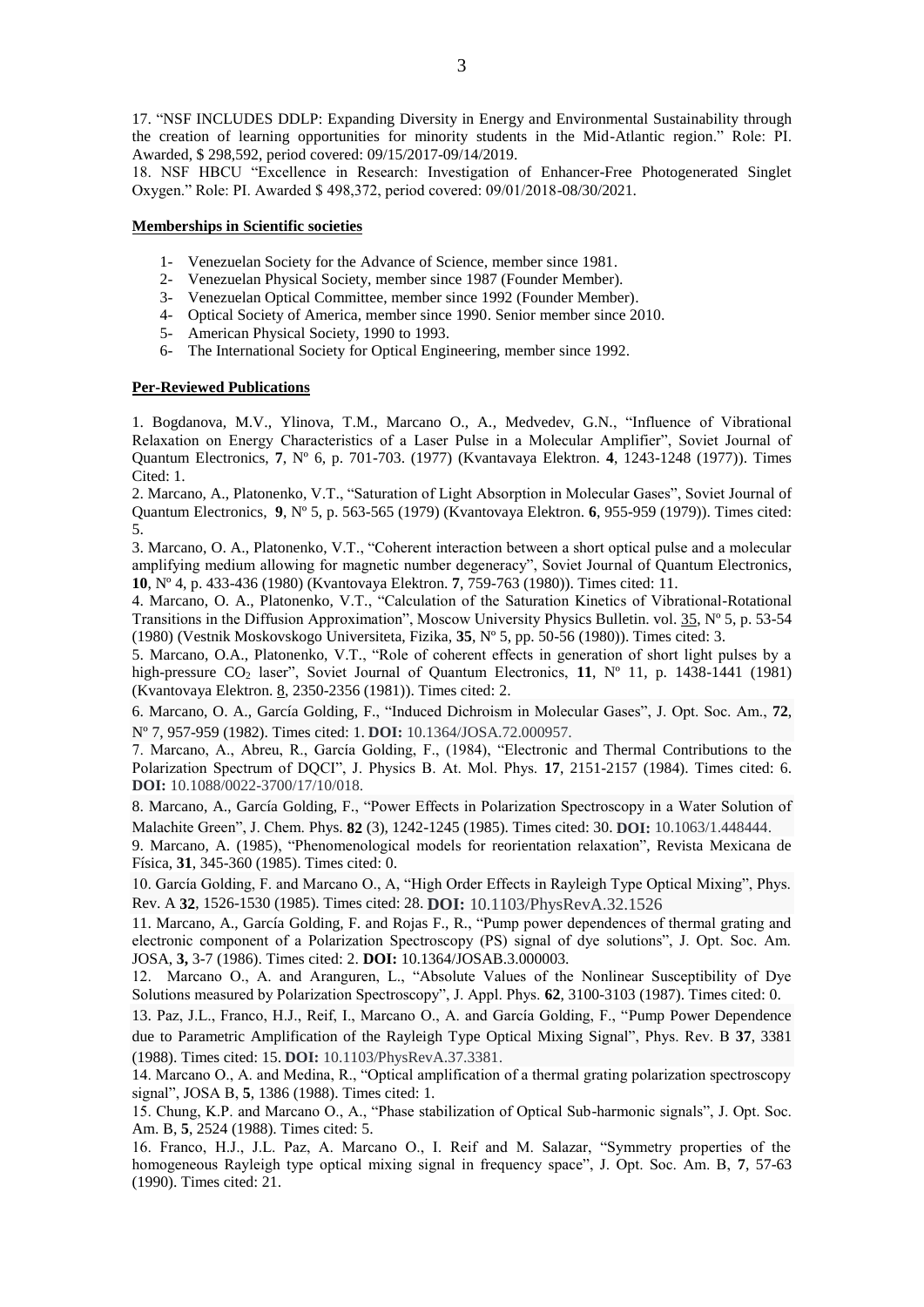17. "NSF INCLUDES DDLP: Expanding Diversity in Energy and Environmental Sustainability through the creation of learning opportunities for minority students in the Mid-Atlantic region." Role: PI. Awarded, $ 298,592, period covered: 09/15/2017-09/14/2019.

18. NSF HBCU "Excellence in Research: Investigation of Enhancer-Free Photogenerated Singlet Oxygen." Role: PI. Awarded $ 498,372, period covered: 09/01/2018-08/30/2021.

**Memberships in Scientific societies**

1- Venezuelan Society for the Advance of Science, member since 1981.
2- Venezuelan Physical Society, member since 1987 (Founder Member).
3- Venezuelan Optical Committee, member since 1992 (Founder Member).
4- Optical Society of America, member since 1990. Senior member since 2010.
5- American Physical Society, 1990 to 1993.
6- The International Society for Optical Engineering, member since 1992.

**Per-Reviewed Publications**

1. Bogdanova, M.V., Ylinova, T.M., Marcano O., A., Medvedev, G.N., "Influence of Vibrational Relaxation on Energy Characteristics of a Laser Pulse in a Molecular Amplifier", Soviet Journal of Quantum Electronics, **7**, Nº 6, p. 701-703. (1977) (Kvantavaya Elektron. **4**, 1243-1248 (1977)). Times Cited: 1.

2. Marcano, A., Platonenko, V.T., "Saturation of Light Absorption in Molecular Gases", Soviet Journal of Quantum Electronics, **9**, Nº 5, p. 563-565 (1979) (Kvantovaya Elektron. **6**, 955-959 (1979)). Times cited: 5.

3. Marcano, O. A., Platonenko, V.T., "Coherent interaction between a short optical pulse and a molecular amplifying medium allowing for magnetic number degeneracy", Soviet Journal of Quantum Electronics, **10**, Nº 4, p. 433-436 (1980) (Kvantovaya Elektron. **7**, 759-763 (1980)). Times cited: 11.

4. Marcano, O. A., Platonenko, V.T., "Calculation of the Saturation Kinetics of Vibrational-Rotational Transitions in the Diffusion Approximation", Moscow University Physics Bulletin. vol. 35, Nº 5, p. 53-54 (1980) (Vestnik Moskovskogo Universiteta, Fizika, **35**, Nº 5, pp. 50-56 (1980)). Times cited: 3.

5. Marcano, O.A., Platonenko, V.T., "Role of coherent effects in generation of short light pulses by a high-pressure $CO_2$ laser", Soviet Journal of Quantum Electronics, **11**, Nº 11, p. 1438-1441 (1981) (Kvantovaya Elektron. 8, 2350-2356 (1981)). Times cited: 2.

6. Marcano, O. A., García Golding, F., "Induced Dichroism in Molecular Gases", J. Opt. Soc. Am., **72**, Nº 7, 957-959 (1982). Times cited: 1. **DOI:** 10.1364/JOSA.72.000957.

7. Marcano, A., Abreu, R., García Golding, F., (1984), "Electronic and Thermal Contributions to the Polarization Spectrum of DQCI", J. Physics B. At. Mol. Phys. **17**, 2151-2157 (1984). Times cited: 6. **DOI:** 10.1088/0022-3700/17/10/018.

8. Marcano, A., García Golding, F., "Power Effects in Polarization Spectroscopy in a Water Solution of Malachite Green", J. Chem. Phys. **82** (3), 1242-1245 (1985). Times cited: 30. **DOI:** 10.1063/1.448444.

9. Marcano, A. (1985), "Phenomenological models for reorientation relaxation", Revista Mexicana de Física, **31**, 345-360 (1985). Times cited: 0.

10. García Golding, F. and Marcano O., A, "High Order Effects in Rayleigh Type Optical Mixing", Phys. Rev. A **32**, 1526-1530 (1985). Times cited: 28. **DOI:** 10.1103/PhysRevA.32.1526

11. Marcano, A., García Golding, F. and Rojas F., R., "Pump power dependences of thermal grating and electronic component of a Polarization Spectroscopy (PS) signal of dye solutions", J. Opt. Soc. Am. JOSA, **3,** 3-7 (1986). Times cited: 2. **DOI:** 10.1364/JOSAB.3.000003.

12. Marcano O., A. and Aranguren, L., "Absolute Values of the Nonlinear Susceptibility of Dye Solutions measured by Polarization Spectroscopy", J. Appl. Phys. **62**, 3100-3103 (1987). Times cited: 0.

13. Paz, J.L., Franco, H.J., Reif, I., Marcano O., A. and García Golding, F., "Pump Power Dependence due to Parametric Amplification of the Rayleigh Type Optical Mixing Signal", Phys. Rev. B **37**, 3381 (1988). Times cited: 15. **DOI:** 10.1103/PhysRevA.37.3381.

14. Marcano O., A. and Medina, R., "Optical amplification of a thermal grating polarization spectroscopy signal", JOSA B, **5**, 1386 (1988). Times cited: 1.

15. Chung, K.P. and Marcano O., A., "Phase stabilization of Optical Sub-harmonic signals", J. Opt. Soc. Am. B, **5**, 2524 (1988). Times cited: 5.

16. Franco, H.J., J.L. Paz, A. Marcano O., I. Reif and M. Salazar, "Symmetry properties of the homogeneous Rayleigh type optical mixing signal in frequency space", J. Opt. Soc. Am. B, **7**, 57-63 (1990). Times cited: 21.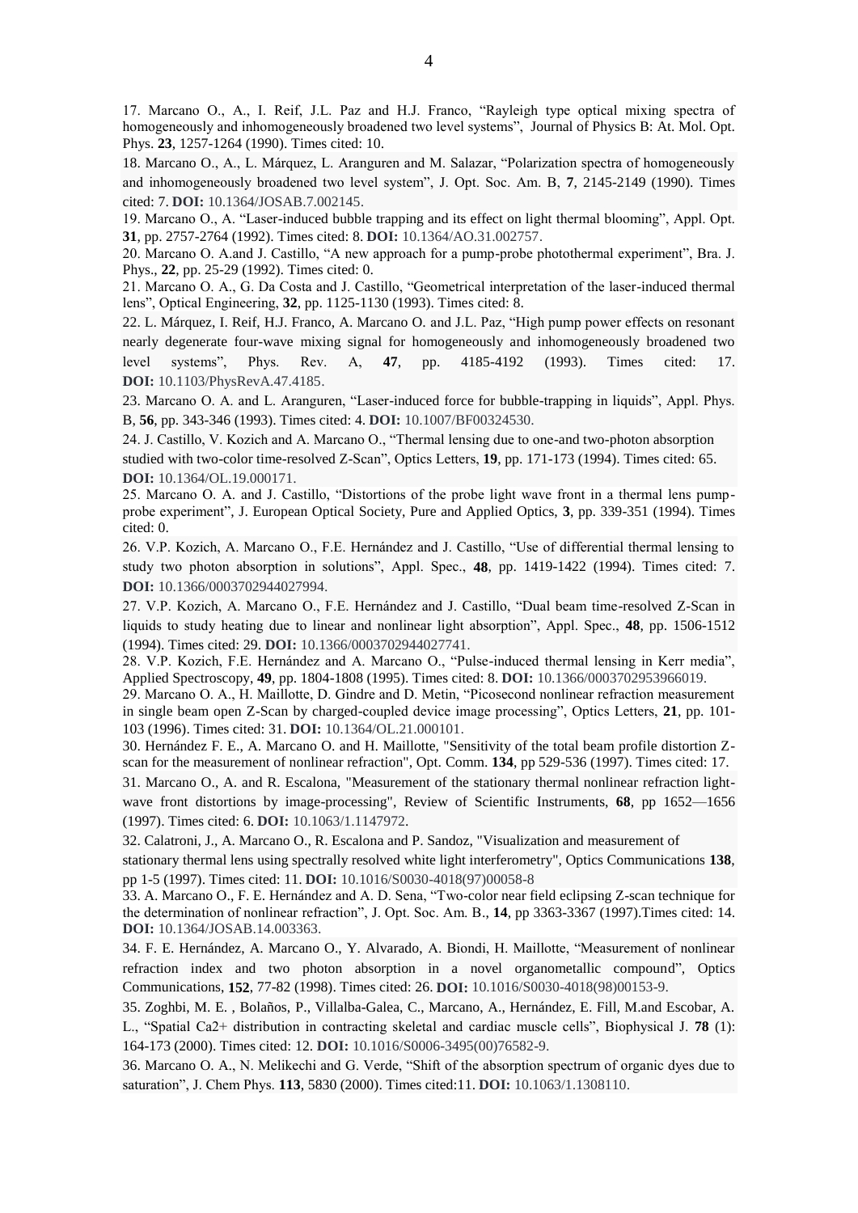17. Marcano O., A., I. Reif, J.L. Paz and H.J. Franco, "Rayleigh type optical mixing spectra of homogeneously and inhomogeneously broadened two level systems", Journal of Physics B: At. Mol. Opt. Phys. **23**, 1257-1264 (1990). Times cited: 10.

18. Marcano O., A., L. Márquez, L. Aranguren and M. Salazar, "Polarization spectra of homogeneously and inhomogeneously broadened two level system", J. Opt. Soc. Am. B, **7**, 2145-2149 (1990). Times cited: 7. **DOI:** 10.1364/JOSAB.7.002145.

19. Marcano O., A. "Laser-induced bubble trapping and its effect on light thermal blooming", Appl. Opt. **31**, pp. 2757-2764 (1992). Times cited: 8. **DOI:** 10.1364/AO.31.002757.

20. Marcano O. A.and J. Castillo, "A new approach for a pump-probe photothermal experiment", Bra. J. Phys., **22**, pp. 25-29 (1992). Times cited: 0.

21. Marcano O. A., G. Da Costa and J. Castillo, "Geometrical interpretation of the laser-induced thermal lens", Optical Engineering, **32**, pp. 1125-1130 (1993). Times cited: 8.

22. L. Márquez, I. Reif, H.J. Franco, A. Marcano O. and J.L. Paz, "High pump power effects on resonant nearly degenerate four-wave mixing signal for homogeneously and inhomogeneously broadened two level systems", Phys. Rev. A, **47**, pp. 4185-4192 (1993). Times cited: 17. **DOI:** 10.1103/PhysRevA.47.4185.

23. Marcano O. A. and L. Aranguren, "Laser-induced force for bubble-trapping in liquids", Appl. Phys. B, **56**, pp. 343-346 (1993). Times cited: 4. **DOI:** 10.1007/BF00324530.

24. J. Castillo, V. Kozich and A. Marcano O., "Thermal lensing due to one-and two-photon absorption studied with two-color time-resolved Z-Scan", Optics Letters, **19**, pp. 171-173 (1994). Times cited: 65. **DOI:** 10.1364/OL.19.000171.

25. Marcano O. A. and J. Castillo, "Distortions of the probe light wave front in a thermal lens pump-probe experiment", J. European Optical Society, Pure and Applied Optics, **3**, pp. 339-351 (1994). Times cited: 0.

26. V.P. Kozich, A. Marcano O., F.E. Hernández and J. Castillo, "Use of differential thermal lensing to study two photon absorption in solutions", Appl. Spec., **48**, pp. 1419-1422 (1994). Times cited: 7. **DOI:** 10.1366/0003702944027994.

27. V.P. Kozich, A. Marcano O., F.E. Hernández and J. Castillo, "Dual beam time-resolved Z-Scan in liquids to study heating due to linear and nonlinear light absorption", Appl. Spec., **48**, pp. 1506-1512 (1994). Times cited: 29. **DOI:** 10.1366/0003702944027741.

28. V.P. Kozich, F.E. Hernández and A. Marcano O., "Pulse-induced thermal lensing in Kerr media", Applied Spectroscopy, **49**, pp. 1804-1808 (1995). Times cited: 8. **DOI:** 10.1366/0003702953966019.

29. Marcano O. A., H. Maillotte, D. Gindre and D. Metin, "Picosecond nonlinear refraction measurement in single beam open Z-Scan by charged-coupled device image processing", Optics Letters, **21**, pp. 101-103 (1996). Times cited: 31. **DOI:** 10.1364/OL.21.000101.

30. Hernández F. E., A. Marcano O. and H. Maillotte, "Sensitivity of the total beam profile distortion Z-scan for the measurement of nonlinear refraction", Opt. Comm. **134**, pp 529-536 (1997). Times cited: 17.

31. Marcano O., A. and R. Escalona, "Measurement of the stationary thermal nonlinear refraction light-wave front distortions by image-processing", Review of Scientific Instruments, **68**, pp 1652—1656 (1997). Times cited: 6. **DOI:** 10.1063/1.1147972.

32. Calatroni, J., A. Marcano O., R. Escalona and P. Sandoz, "Visualization and measurement of stationary thermal lens using spectrally resolved white light interferometry", Optics Communications **138**, pp 1-5 (1997). Times cited: 11. **DOI:** 10.1016/S0030-4018(97)00058-8

33. A. Marcano O., F. E. Hernández and A. D. Sena, "Two-color near field eclipsing Z-scan technique for the determination of nonlinear refraction", J. Opt. Soc. Am. B., **14**, pp 3363-3367 (1997).Times cited: 14. **DOI:** 10.1364/JOSAB.14.003363.

34. F. E. Hernández, A. Marcano O., Y. Alvarado, A. Biondi, H. Maillotte, "Measurement of nonlinear refraction index and two photon absorption in a novel organometallic compound", Optics Communications, **152**, 77-82 (1998). Times cited: 26. **DOI:** 10.1016/S0030-4018(98)00153-9.

35. Zoghbi, M. E. , Bolaños, P., Villalba-Galea, C., Marcano, A., Hernández, E. Fill, M.and Escobar, A. L., "Spatial Ca2+ distribution in contracting skeletal and cardiac muscle cells", Biophysical J. **78** (1): 164-173 (2000). Times cited: 12. **DOI:** 10.1016/S0006-3495(00)76582-9.

36. Marcano O. A., N. Melikechi and G. Verde, "Shift of the absorption spectrum of organic dyes due to saturation", J. Chem Phys. **113**, 5830 (2000). Times cited:11. **DOI:** 10.1063/1.1308110.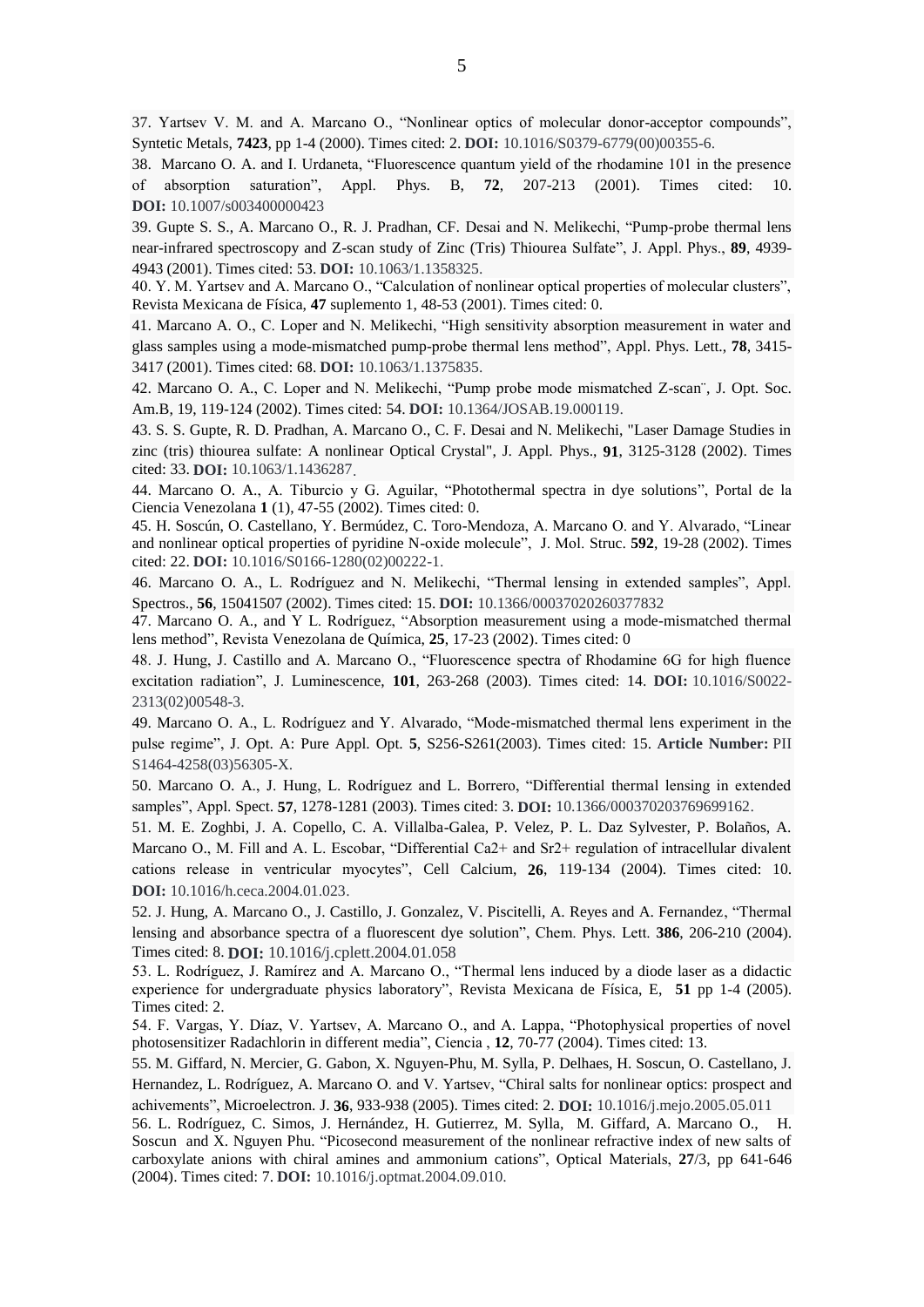37. Yartsev V. M. and A. Marcano O., “Nonlinear optics of molecular donor-acceptor compounds”, Syntetic Metals, **7423**, pp 1-4 (2000). Times cited: 2. **DOI:** 10.1016/S0379-6779(00)00355-6.

38. Marcano O. A. and I. Urdaneta, “Fluorescence quantum yield of the rhodamine 101 in the presence of absorption saturation”, Appl. Phys. B, **72**, 207-213 (2001). Times cited: 10. **DOI:** 10.1007/s003400000423

39. Gupte S. S., A. Marcano O., R. J. Pradhan, CF. Desai and N. Melikechi, “Pump-probe thermal lens near-infrared spectroscopy and Z-scan study of Zinc (Tris) Thiourea Sulfate”, J. Appl. Phys., **89**, 4939-4943 (2001). Times cited: 53. **DOI:** 10.1063/1.1358325.

40. Y. M. Yartsev and A. Marcano O., “Calculation of nonlinear optical properties of molecular clusters”, Revista Mexicana de Física, **47** suplemento 1, 48-53 (2001). Times cited: 0.

41. Marcano A. O., C. Loper and N. Melikechi, “High sensitivity absorption measurement in water and glass samples using a mode-mismatched pump-probe thermal lens method”, Appl. Phys. Lett., **78**, 3415-3417 (2001). Times cited: 68. **DOI:** 10.1063/1.1375835.

42. Marcano O. A., C. Loper and N. Melikechi, “Pump probe mode mismatched Z-scan¨, J. Opt. Soc. Am.B, 19, 119-124 (2002). Times cited: 54. **DOI:** 10.1364/JOSAB.19.000119.

43. S. S. Gupte, R. D. Pradhan, A. Marcano O., C. F. Desai and N. Melikechi, "Laser Damage Studies in zinc (tris) thiourea sulfate: A nonlinear Optical Crystal", J. Appl. Phys., **91**, 3125-3128 (2002). Times cited: 33. **DOI:** 10.1063/1.1436287.

44. Marcano O. A., A. Tiburcio y G. Aguilar, “Photothermal spectra in dye solutions”, Portal de la Ciencia Venezolana **1** (1), 47-55 (2002). Times cited: 0.

45. H. Soscún, O. Castellano, Y. Bermúdez, C. Toro-Mendoza, A. Marcano O. and Y. Alvarado, “Linear and nonlinear optical properties of pyridine N-oxide molecule”, J. Mol. Struc. **592**, 19-28 (2002). Times cited: 22. **DOI:** 10.1016/S0166-1280(02)00222-1.

46. Marcano O. A., L. Rodríguez and N. Melikechi, “Thermal lensing in extended samples”, Appl. Spectros., **56**, 15041507 (2002). Times cited: 15. **DOI:** 10.1366/00037020260377832

47. Marcano O. A., and Y L. Rodríguez, “Absorption measurement using a mode-mismatched thermal lens method”, Revista Venezolana de Química, **25**, 17-23 (2002). Times cited: 0

48. J. Hung, J. Castillo and A. Marcano O., “Fluorescence spectra of Rhodamine 6G for high fluence excitation radiation”, J. Luminescence, **101**, 263-268 (2003). Times cited: 14. **DOI:** 10.1016/S0022-2313(02)00548-3.

49. Marcano O. A., L. Rodríguez and Y. Alvarado, “Mode-mismatched thermal lens experiment in the pulse regime”, J. Opt. A: Pure Appl. Opt. **5**, S256-S261(2003). Times cited: 15. **Article Number:** PII S1464-4258(03)56305-X.

50. Marcano O. A., J. Hung, L. Rodríguez and L. Borrero, “Differential thermal lensing in extended samples”, Appl. Spect. **57**, 1278-1281 (2003). Times cited: 3. **DOI:** 10.1366/000370203769699162.

51. M. E. Zoghbi, J. A. Copello, C. A. Villalba-Galea, P. Velez, P. L. Daz Sylvester, P. Bolaños, A. Marcano O., M. Fill and A. L. Escobar, “Differential Ca2+ and Sr2+ regulation of intracellular divalent cations release in ventricular myocytes”, Cell Calcium, **26**, 119-134 (2004). Times cited: 10. **DOI:** 10.1016/h.ceca.2004.01.023.

52. J. Hung, A. Marcano O., J. Castillo, J. Gonzalez, V. Piscitelli, A. Reyes and A. Fernandez, “Thermal lensing and absorbance spectra of a fluorescent dye solution”, Chem. Phys. Lett. **386**, 206-210 (2004). Times cited: 8. **DOI:** 10.1016/j.cplett.2004.01.058

53. L. Rodríguez, J. Ramírez and A. Marcano O., “Thermal lens induced by a diode laser as a didactic experience for undergraduate physics laboratory”, Revista Mexicana de Física, E, **51** pp 1-4 (2005). Times cited: 2.

54. F. Vargas, Y. Díaz, V. Yartsev, A. Marcano O., and A. Lappa, “Photophysical properties of novel photosensitizer Radachlorin in different media”, Ciencia , **12**, 70-77 (2004). Times cited: 13.

55. M. Giffard, N. Mercier, G. Gabon, X. Nguyen-Phu, M. Sylla, P. Delhaes, H. Soscun, O. Castellano, J. Hernandez, L. Rodríguez, A. Marcano O. and V. Yartsev, “Chiral salts for nonlinear optics: prospect and achivements”, Microelectron. J. **36**, 933-938 (2005). Times cited: 2. **DOI:** 10.1016/j.mejo.2005.05.011

56. L. Rodríguez, C. Simos, J. Hernández, H. Gutierrez, M. Sylla, M. Giffard, A. Marcano O., H. Soscun and X. Nguyen Phu. “Picosecond measurement of the nonlinear refractive index of new salts of carboxylate anions with chiral amines and ammonium cations”, Optical Materials, **27**/3, pp 641-646 (2004). Times cited: 7. **DOI:** 10.1016/j.optmat.2004.09.010.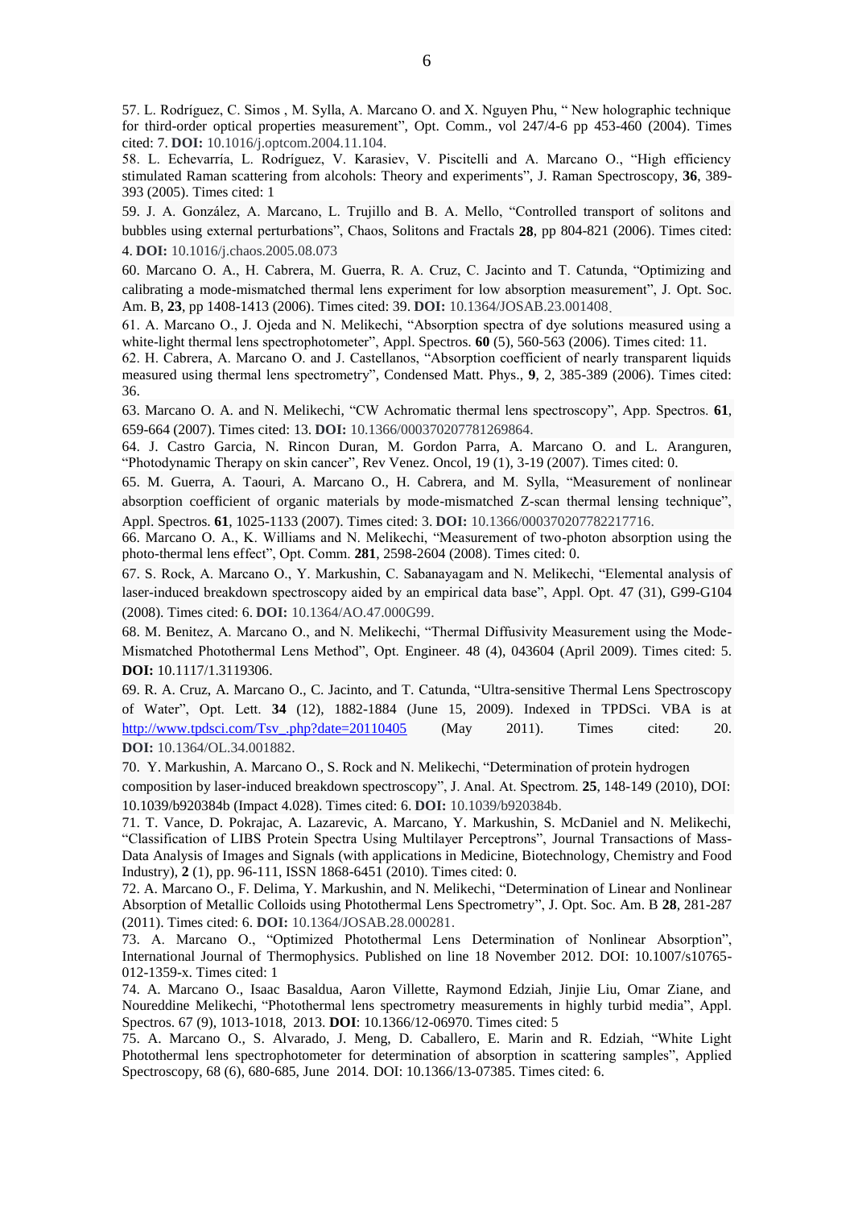57. L. Rodríguez, C. Simos , M. Sylla, A. Marcano O. and X. Nguyen Phu, " New holographic technique for third-order optical properties measurement", Opt. Comm., vol 247/4-6 pp 453-460 (2004). Times cited: 7. **DOI:** 10.1016/j.optcom.2004.11.104.

58. L. Echevarría, L. Rodríguez, V. Karasiev, V. Piscitelli and A. Marcano O., "High efficiency stimulated Raman scattering from alcohols: Theory and experiments", J. Raman Spectroscopy, **36**, 389-393 (2005). Times cited: 1

59. J. A. González, A. Marcano, L. Trujillo and B. A. Mello, "Controlled transport of solitons and bubbles using external perturbations", Chaos, Solitons and Fractals **28**, pp 804-821 (2006). Times cited: 4. **DOI:** 10.1016/j.chaos.2005.08.073

60. Marcano O. A., H. Cabrera, M. Guerra, R. A. Cruz, C. Jacinto and T. Catunda, "Optimizing and calibrating a mode-mismatched thermal lens experiment for low absorption measurement", J. Opt. Soc. Am. B, **23**, pp 1408-1413 (2006). Times cited: 39. **DOI:** 10.1364/JOSAB.23.001408.

61. A. Marcano O., J. Ojeda and N. Melikechi, "Absorption spectra of dye solutions measured using a white-light thermal lens spectrophotometer", Appl. Spectros. **60** (5), 560-563 (2006). Times cited: 11.

62. H. Cabrera, A. Marcano O. and J. Castellanos, "Absorption coefficient of nearly transparent liquids measured using thermal lens spectrometry", Condensed Matt. Phys., **9**, 2, 385-389 (2006). Times cited: 36.

63. Marcano O. A. and N. Melikechi, "CW Achromatic thermal lens spectroscopy", App. Spectros. **61**, 659-664 (2007). Times cited: 13. **DOI:** 10.1366/000370207781269864.

64. J. Castro Garcia, N. Rincon Duran, M. Gordon Parra, A. Marcano O. and L. Aranguren, "Photodynamic Therapy on skin cancer", Rev Venez. Oncol, 19 (1), 3-19 (2007). Times cited: 0.

65. M. Guerra, A. Taouri, A. Marcano O., H. Cabrera, and M. Sylla, "Measurement of nonlinear absorption coefficient of organic materials by mode-mismatched Z-scan thermal lensing technique", Appl. Spectros. **61**, 1025-1133 (2007). Times cited: 3. **DOI:** 10.1366/000370207782217716.

66. Marcano O. A., K. Williams and N. Melikechi, "Measurement of two-photon absorption using the photo-thermal lens effect", Opt. Comm. **281**, 2598-2604 (2008). Times cited: 0.

67. S. Rock, A. Marcano O., Y. Markushin, C. Sabanayagam and N. Melikechi, "Elemental analysis of laser-induced breakdown spectroscopy aided by an empirical data base", Appl. Opt. 47 (31), G99-G104 (2008). Times cited: 6. **DOI:** 10.1364/AO.47.000G99.

68. M. Benitez, A. Marcano O., and N. Melikechi, "Thermal Diffusivity Measurement using the Mode-Mismatched Photothermal Lens Method", Opt. Engineer. 48 (4), 043604 (April 2009). Times cited: 5. **DOI:** 10.1117/1.3119306.

69. R. A. Cruz, A. Marcano O., C. Jacinto, and T. Catunda, "Ultra-sensitive Thermal Lens Spectroscopy of Water", Opt. Lett. **34** (12), 1882-1884 (June 15, 2009). Indexed in TPDSci. VBA is at http://www.tpdsci.com/Tsv_.php?date=20110405 (May 2011). Times cited: 20. **DOI:** 10.1364/OL.34.001882.

70. Y. Markushin, A. Marcano O., S. Rock and N. Melikechi, "Determination of protein hydrogen composition by laser-induced breakdown spectroscopy", J. Anal. At. Spectrom. **25**, 148-149 (2010), DOI: 10.1039/b920384b (Impact 4.028). Times cited: 6. **DOI:** 10.1039/b920384b.

71. T. Vance, D. Pokrajac, A. Lazarevic, A. Marcano, Y. Markushin, S. McDaniel and N. Melikechi, "Classification of LIBS Protein Spectra Using Multilayer Perceptrons", Journal Transactions of Mass-Data Analysis of Images and Signals (with applications in Medicine, Biotechnology, Chemistry and Food Industry), **2** (1), pp. 96-111, ISSN 1868-6451 (2010). Times cited: 0.

72. A. Marcano O., F. Delima, Y. Markushin, and N. Melikechi, "Determination of Linear and Nonlinear Absorption of Metallic Colloids using Photothermal Lens Spectrometry", J. Opt. Soc. Am. B **28**, 281-287 (2011). Times cited: 6. **DOI:** 10.1364/JOSAB.28.000281.

73. A. Marcano O., "Optimized Photothermal Lens Determination of Nonlinear Absorption", International Journal of Thermophysics. Published on line 18 November 2012. DOI: 10.1007/s10765-012-1359-x. Times cited: 1

74. A. Marcano O., Isaac Basaldua, Aaron Villette, Raymond Edziah, Jinjie Liu, Omar Ziane, and Noureddine Melikechi, "Photothermal lens spectrometry measurements in highly turbid media", Appl. Spectros. 67 (9), 1013-1018, 2013. **DOI**: 10.1366/12-06970. Times cited: 5

75. A. Marcano O., S. Alvarado, J. Meng, D. Caballero, E. Marin and R. Edziah, "White Light Photothermal lens spectrophotometer for determination of absorption in scattering samples", Applied Spectroscopy, 68 (6), 680-685, June 2014. DOI: 10.1366/13-07385. Times cited: 6.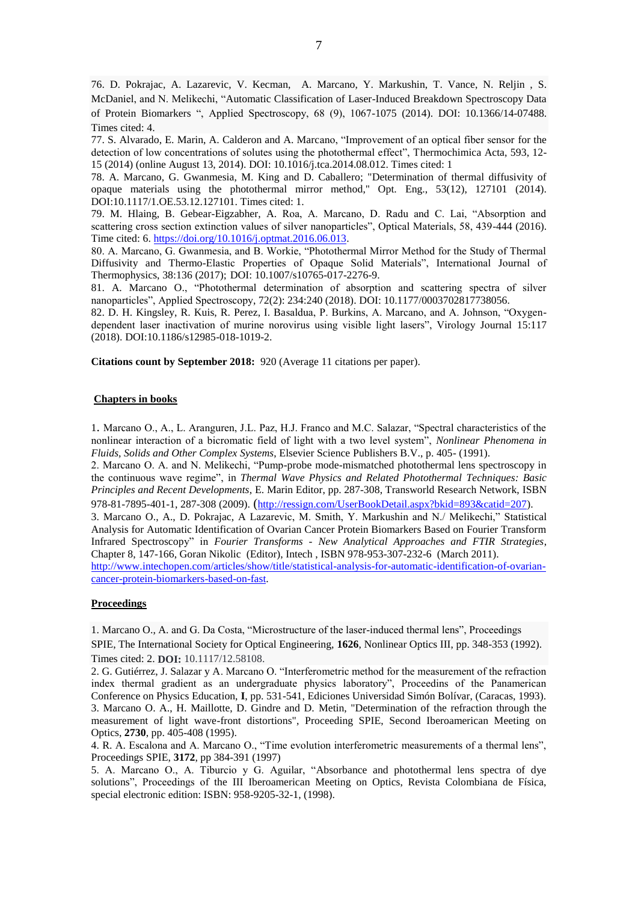76. D. Pokrajac, A. Lazarevic, V. Kecman, A. Marcano, Y. Markushin, T. Vance, N. Reljin , S. McDaniel, and N. Melikechi, "Automatic Classification of Laser-Induced Breakdown Spectroscopy Data of Protein Biomarkers ", Applied Spectroscopy, 68 (9), 1067-1075 (2014). DOI: 10.1366/14-07488. Times cited: 4.

77. S. Alvarado, E. Marin, A. Calderon and A. Marcano, "Improvement of an optical fiber sensor for the detection of low concentrations of solutes using the photothermal effect", Thermochimica Acta, 593, 12-15 (2014) (online August 13, 2014). DOI: 10.1016/j.tca.2014.08.012. Times cited: 1

78. A. Marcano, G. Gwanmesia, M. King and D. Caballero; "Determination of thermal diffusivity of opaque materials using the photothermal mirror method," Opt. Eng., 53(12), 127101 (2014). DOI:10.1117/1.OE.53.12.127101. Times cited: 1.

79. M. Hlaing, B. Gebear-Eigzabher, A. Roa, A. Marcano, D. Radu and C. Lai, "Absorption and scattering cross section extinction values of silver nanoparticles", Optical Materials, 58, 439-444 (2016). Time cited: 6. https://doi.org/10.1016/j.optmat.2016.06.013.

80. A. Marcano, G. Gwanmesia, and B. Workie, "Photothermal Mirror Method for the Study of Thermal Diffusivity and Thermo-Elastic Properties of Opaque Solid Materials", International Journal of Thermophysics, 38:136 (2017); DOI: 10.1007/s10765-017-2276-9.

81. A. Marcano O., "Photothermal determination of absorption and scattering spectra of silver nanoparticles", Applied Spectroscopy, 72(2): 234:240 (2018). DOI: 10.1177/0003702817738056.

82. D. H. Kingsley, R. Kuis, R. Perez, I. Basaldua, P. Burkins, A. Marcano, and A. Johnson, "Oxygen-dependent laser inactivation of murine norovirus using visible light lasers", Virology Journal 15:117 (2018). DOI:10.1186/s12985-018-1019-2.

**Citations count by September 2018:** 920 (Average 11 citations per paper).

**Chapters in books**

1. Marcano O., A., L. Aranguren, J.L. Paz, H.J. Franco and M.C. Salazar, "Spectral characteristics of the nonlinear interaction of a bicromatic field of light with a two level system", *Nonlinear Phenomena in Fluids, Solids and Other Complex Systems*, Elsevier Science Publishers B.V., p. 405- (1991).

2. Marcano O. A. and N. Melikechi, "Pump-probe mode-mismatched photothermal lens spectroscopy in the continuous wave regime", in *Thermal Wave Physics and Related Photothermal Techniques: Basic Principles and Recent Developments*, E. Marin Editor, pp. 287-308, Transworld Research Network, ISBN 978-81-7895-401-1, 287-308 (2009). (http://ressign.com/UserBookDetail.aspx?bkid=893&catid=207).

3. Marcano O., A., D. Pokrajac, A Lazarevic, M. Smith, Y. Markushin and N./ Melikechi," Statistical Analysis for Automatic Identification of Ovarian Cancer Protein Biomarkers Based on Fourier Transform Infrared Spectroscopy" in *Fourier Transforms - New Analytical Approaches and FTIR Strategies*, Chapter 8, 147-166, Goran Nikolic (Editor), Intech , ISBN 978-953-307-232-6 (March 2011). http://www.intechopen.com/articles/show/title/statistical-analysis-for-automatic-identification-of-ovarian-cancer-protein-biomarkers-based-on-fast.

**Proceedings**

1. Marcano O., A. and G. Da Costa, "Microstructure of the laser-induced thermal lens", Proceedings SPIE, The International Society for Optical Engineering, **1626**, Nonlinear Optics III, pp. 348-353 (1992). Times cited: 2. **DOI:** 10.1117/12.58108.

2. G. Gutiérrez, J. Salazar y A. Marcano O. "Interferometric method for the measurement of the refraction index thermal gradient as an undergraduate physics laboratory", Proceedins of the Panamerican Conference on Physics Education, **I**, pp. 531-541, Ediciones Universidad Simón Bolívar, (Caracas, 1993).

3. Marcano O. A., H. Maillotte, D. Gindre and D. Metin, "Determination of the refraction through the measurement of light wave-front distortions", Proceeding SPIE, Second Iberoamerican Meeting on Optics, **2730**, pp. 405-408 (1995).

4. R. A. Escalona and A. Marcano O., "Time evolution interferometric measurements of a thermal lens", Proceedings SPIE, **3172**, pp 384-391 (1997)

5. A. Marcano O., A. Tiburcio y G. Aguilar, "Absorbance and photothermal lens spectra of dye solutions", Proceedings of the III Iberoamerican Meeting on Optics, Revista Colombiana de Física, special electronic edition: ISBN: 958-9205-32-1, (1998).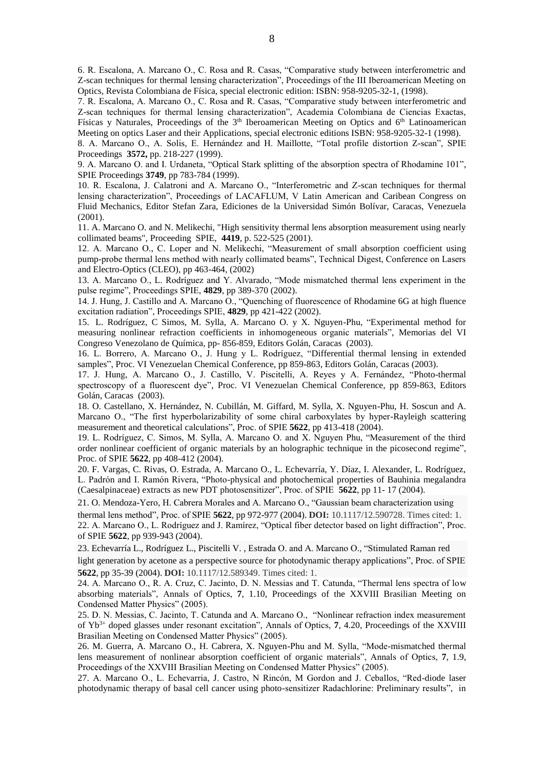6. R. Escalona, A. Marcano O., C. Rosa and R. Casas, "Comparative study between interferometric and Z-scan techniques for thermal lensing characterization", Proceedings of the III Iberoamerican Meeting on Optics, Revista Colombiana de Física, special electronic edition: ISBN: 958-9205-32-1, (1998).

7. R. Escalona, A. Marcano O., C. Rosa and R. Casas, "Comparative study between interferometric and Z-scan techniques for thermal lensing characterization", Academia Colombiana de Ciencias Exactas, Físicas y Naturales, Proceedings of the 3[th] Iberoamerican Meeting on Optics and 6[th] Latinoamerican Meeting on optics Laser and their Applications, special electronic editions ISBN: 958-9205-32-1 (1998).

8. A. Marcano O., A. Solis, E. Hernández and H. Maillotte, "Total profile distortion Z-scan", SPIE Proceedings **3572,** pp. 218-227 (1999).

9. A. Marcano O. and I. Urdaneta, "Optical Stark splitting of the absorption spectra of Rhodamine 101", SPIE Proceedings **3749**, pp 783-784 (1999).

10. R. Escalona, J. Calatroni and A. Marcano O., "Interferometric and Z-scan techniques for thermal lensing characterization", Proceedings of LACAFLUM, V Latin American and Caribean Congress on Fluid Mechanics, Editor Stefan Zara, Ediciones de la Universidad Simón Bolívar, Caracas, Venezuela (2001).

11. A. Marcano O. and N. Melikechi, "High sensitivity thermal lens absorption measurement using nearly collimated beams", Proceeding SPIE, **4419**, p. 522-525 (2001).

12. A. Marcano O., C. Loper and N. Melikechi, "Measurement of small absorption coefficient using pump-probe thermal lens method with nearly collimated beams", Technical Digest, Conference on Lasers and Electro-Optics (CLEO), pp 463-464, (2002)

13. A. Marcano O., L. Rodríguez and Y. Alvarado, "Mode mismatched thermal lens experiment in the pulse regime", Proceedings SPIE, **4829**, pp 389-370 (2002).

14. J. Hung, J. Castillo and A. Marcano O., "Quenching of fluorescence of Rhodamine 6G at high fluence excitation radiation", Proceedings SPIE, **4829**, pp 421-422 (2002).

15. L. Rodríguez, C Simos, M. Sylla, A. Marcano O. y X. Nguyen-Phu, "Experimental method for measuring nonlinear refraction coefficients in inhomogeneous organic materials", Memorias del VI Congreso Venezolano de Química, pp- 856-859, Editors Golán, Caracas (2003).

16. L. Borrero, A. Marcano O., J. Hung y L. Rodríguez, "Differential thermal lensing in extended samples", Proc. VI Venezuelan Chemical Conference, pp 859-863, Editors Golán, Caracas (2003).

17. J. Hung, A. Marcano O., J. Castillo, V. Piscitelli, A. Reyes y A. Fernández, "Photo-thermal spectroscopy of a fluorescent dye", Proc. VI Venezuelan Chemical Conference, pp 859-863, Editors Golán, Caracas (2003).

18. O. Castellano, X. Hernández, N. Cubillán, M. Giffard, M. Sylla, X. Nguyen-Phu, H. Soscun and A. Marcano O., "The first hyperbolarizability of some chiral carboxylates by hyper-Rayleigh scattering measurement and theoretical calculations", Proc. of SPIE **5622**, pp 413-418 (2004).

19. L. Rodríguez, C. Simos, M. Sylla, A. Marcano O. and X. Nguyen Phu, "Measurement of the third order nonlinear coefficient of organic materials by an holographic technique in the picosecond regime", Proc. of SPIE **5622**, pp 408-412 (2004).

20. F. Vargas, C. Rivas, O. Estrada, A. Marcano O., L. Echevarría, Y. Díaz, I. Alexander, L. Rodríguez, L. Padrón and I. Ramón Rivera, "Photo-physical and photochemical properties of Bauhinia megalandra (Caesalpinaceae) extracts as new PDT photosensitizer", Proc. of SPIE **5622**, pp 11- 17 (2004).

21. O. Mendoza-Yero, H. Cabrera Morales and A. Marcano O., "Gaussian beam characterization using thermal lens method", Proc. of SPIE **5622**, pp 972-977 (2004). **DOI:** 10.1117/12.590728. Times cited: 1.

22. A. Marcano O., L. Rodríguez and J. Ramírez, "Optical fiber detector based on light diffraction", Proc. of SPIE **5622**, pp 939-943 (2004).

23. Echevarría L., Rodríguez L., Piscitelli V. , Estrada O. and A. Marcano O., "Stimulated Raman red light generation by acetone as a perspective source for photodynamic therapy applications", Proc. of SPIE **5622**, pp 35-39 (2004). **DOI:** 10.1117/12.589349. Times cited: 1.

24. A. Marcano O., R. A. Cruz, C. Jacinto, D. N. Messias and T. Catunda, "Thermal lens spectra of low absorbing materials", Annals of Optics, **7**, 1.10, Proceedings of the XXVIII Brasilian Meeting on Condensed Matter Physics" (2005).

25. D. N. Messias, C. Jacinto, T. Catunda and A. Marcano O., "Nonlinear refraction index measurement of $Yb^{3+}$ doped glasses under resonant excitation", Annals of Optics, **7**, 4.20, Proceedings of the XXVIII Brasilian Meeting on Condensed Matter Physics" (2005).

26. M. Guerra, A. Marcano O., H. Cabrera, X. Nguyen-Phu and M. Sylla, "Mode-mismatched thermal lens measurement of nonlinear absorption coefficient of organic materials", Annals of Optics, **7**, 1.9, Proceedings of the XXVIII Brasilian Meeting on Condensed Matter Physics" (2005).

27. A. Marcano O., L. Echevarria, J. Castro, N Rincón, M Gordon and J. Ceballos, "Red-diode laser photodynamic therapy of basal cell cancer using photo-sensitizer Radachlorine: Preliminary results", in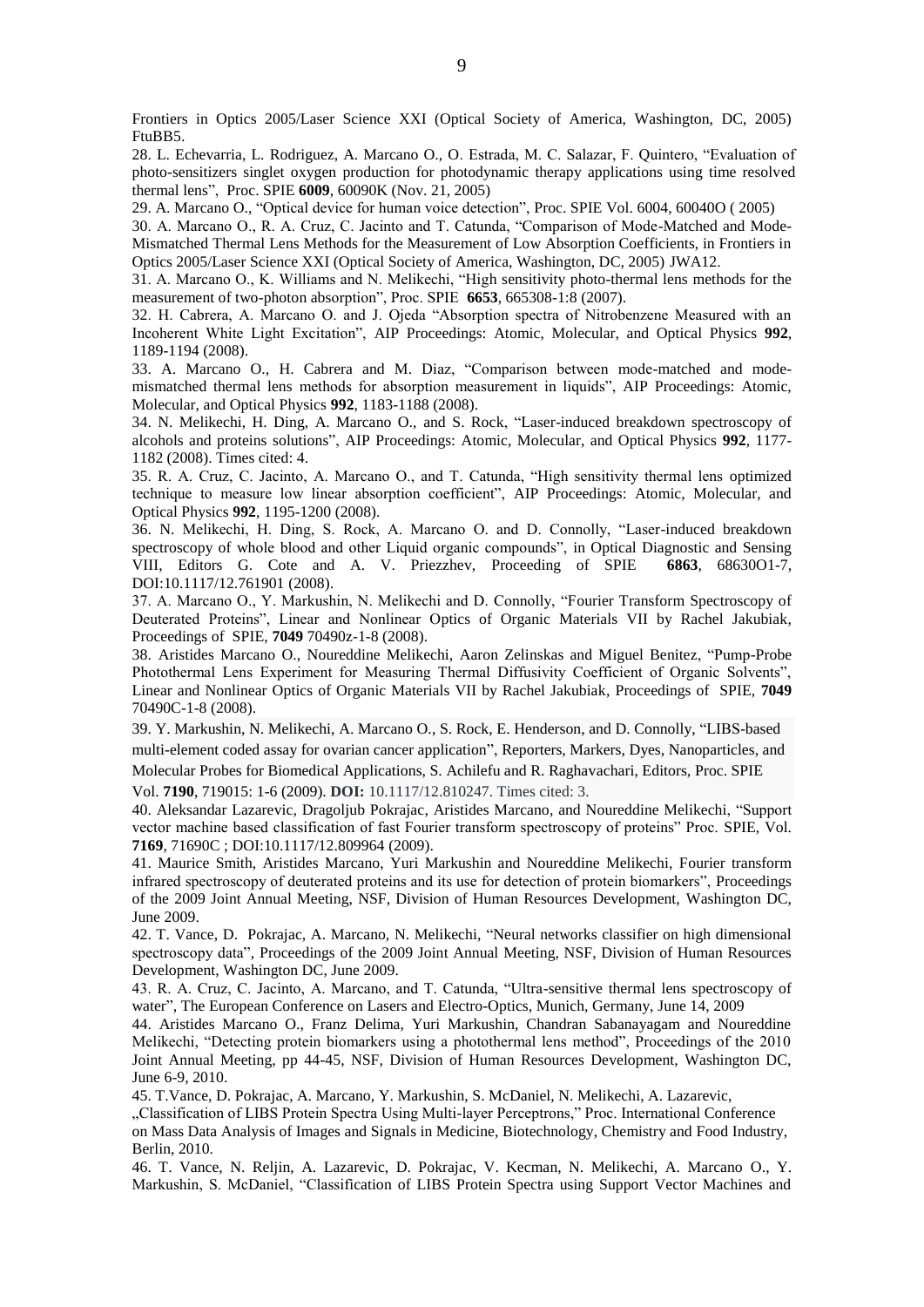Frontiers in Optics 2005/Laser Science XXI (Optical Society of America, Washington, DC, 2005) FtuBB5.

28. L. Echevarria, L. Rodriguez, A. Marcano O., O. Estrada, M. C. Salazar, F. Quintero, "Evaluation of photo-sensitizers singlet oxygen production for photodynamic therapy applications using time resolved thermal lens", Proc. SPIE **6009**, 60090K (Nov. 21, 2005)

29. A. Marcano O., "Optical device for human voice detection", Proc. SPIE Vol. 6004, 60040O ( 2005)

30. A. Marcano O., R. A. Cruz, C. Jacinto and T. Catunda, "Comparison of Mode-Matched and Mode-Mismatched Thermal Lens Methods for the Measurement of Low Absorption Coefficients, in Frontiers in Optics 2005/Laser Science XXI (Optical Society of America, Washington, DC, 2005) JWA12.

31. A. Marcano O., K. Williams and N. Melikechi, "High sensitivity photo-thermal lens methods for the measurement of two-photon absorption", Proc. SPIE **6653**, 665308-1:8 (2007).

32. H. Cabrera, A. Marcano O. and J. Ojeda "Absorption spectra of Nitrobenzene Measured with an Incoherent White Light Excitation", AIP Proceedings: Atomic, Molecular, and Optical Physics **992**, 1189-1194 (2008).

33. A. Marcano O., H. Cabrera and M. Diaz, "Comparison between mode-matched and mode-mismatched thermal lens methods for absorption measurement in liquids", AIP Proceedings: Atomic, Molecular, and Optical Physics **992**, 1183-1188 (2008).

34. N. Melikechi, H. Ding, A. Marcano O., and S. Rock, "Laser-induced breakdown spectroscopy of alcohols and proteins solutions", AIP Proceedings: Atomic, Molecular, and Optical Physics **992**, 1177-1182 (2008). Times cited: 4.

35. R. A. Cruz, C. Jacinto, A. Marcano O., and T. Catunda, "High sensitivity thermal lens optimized technique to measure low linear absorption coefficient", AIP Proceedings: Atomic, Molecular, and Optical Physics **992**, 1195-1200 (2008).

36. N. Melikechi, H. Ding, S. Rock, A. Marcano O. and D. Connolly, "Laser-induced breakdown spectroscopy of whole blood and other Liquid organic compounds", in Optical Diagnostic and Sensing VIII, Editors G. Cote and A. V. Priezzhev, Proceeding of SPIE **6863**, 68630O1-7, DOI:10.1117/12.761901 (2008).

37. A. Marcano O., Y. Markushin, N. Melikechi and D. Connolly, "Fourier Transform Spectroscopy of Deuterated Proteins", Linear and Nonlinear Optics of Organic Materials VII by Rachel Jakubiak, Proceedings of SPIE, **7049** 70490z-1-8 (2008).

38. Aristides Marcano O., Noureddine Melikechi, Aaron Zelinskas and Miguel Benitez, "Pump-Probe Photothermal Lens Experiment for Measuring Thermal Diffusivity Coefficient of Organic Solvents", Linear and Nonlinear Optics of Organic Materials VII by Rachel Jakubiak, Proceedings of SPIE, **7049** 70490C-1-8 (2008).

39. Y. Markushin, N. Melikechi, A. Marcano O., S. Rock, E. Henderson, and D. Connolly, "LIBS-based multi-element coded assay for ovarian cancer application", Reporters, Markers, Dyes, Nanoparticles, and Molecular Probes for Biomedical Applications, S. Achilefu and R. Raghavachari, Editors, Proc. SPIE Vol. **7190**, 719015: 1-6 (2009). **DOI:** 10.1117/12.810247. Times cited: 3.

40. Aleksandar Lazarevic, Dragoljub Pokrajac, Aristides Marcano, and Noureddine Melikechi, "Support vector machine based classification of fast Fourier transform spectroscopy of proteins" Proc. SPIE, Vol. **7169**, 71690C ; DOI:10.1117/12.809964 (2009).

41. Maurice Smith, Aristides Marcano, Yuri Markushin and Noureddine Melikechi, Fourier transform infrared spectroscopy of deuterated proteins and its use for detection of protein biomarkers", Proceedings of the 2009 Joint Annual Meeting, NSF, Division of Human Resources Development, Washington DC, June 2009.

42. T. Vance, D. Pokrajac, A. Marcano, N. Melikechi, "Neural networks classifier on high dimensional spectroscopy data", Proceedings of the 2009 Joint Annual Meeting, NSF, Division of Human Resources Development, Washington DC, June 2009.

43. R. A. Cruz, C. Jacinto, A. Marcano, and T. Catunda, "Ultra-sensitive thermal lens spectroscopy of water", The European Conference on Lasers and Electro-Optics, Munich, Germany, June 14, 2009

44. Aristides Marcano O., Franz Delima, Yuri Markushin, Chandran Sabanayagam and Noureddine Melikechi, "Detecting protein biomarkers using a photothermal lens method", Proceedings of the 2010 Joint Annual Meeting, pp 44-45, NSF, Division of Human Resources Development, Washington DC, June 6-9, 2010.

45. T.Vance, D. Pokrajac, A. Marcano, Y. Markushin, S. McDaniel, N. Melikechi, A. Lazarevic, „Classification of LIBS Protein Spectra Using Multi-layer Perceptrons," Proc. International Conference on Mass Data Analysis of Images and Signals in Medicine, Biotechnology, Chemistry and Food Industry, Berlin, 2010.

46. T. Vance, N. Reljin, A. Lazarevic, D. Pokrajac, V. Kecman, N. Melikechi, A. Marcano O., Y. Markushin, S. McDaniel, "Classification of LIBS Protein Spectra using Support Vector Machines and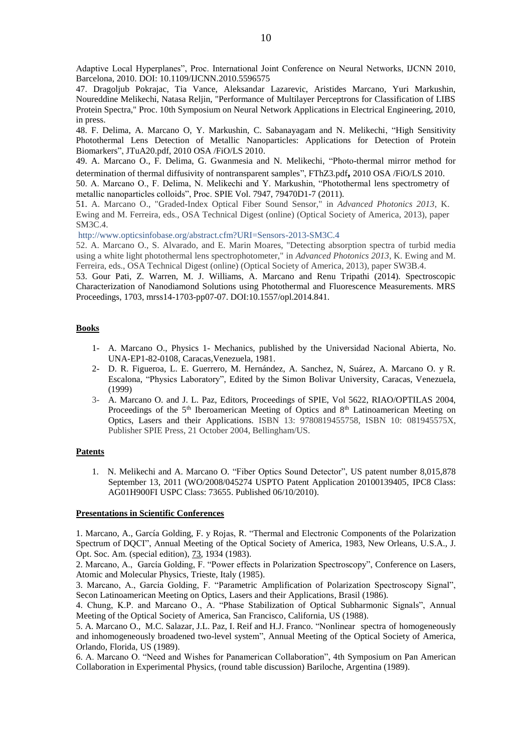Adaptive Local Hyperplanes", Proc. International Joint Conference on Neural Networks, IJCNN 2010, Barcelona, 2010. DOI: 10.1109/IJCNN.2010.5596575

47. Dragoljub Pokrajac, Tia Vance, Aleksandar Lazarevic, Aristides Marcano, Yuri Markushin, Noureddine Melikechi, Natasa Reljin, "Performance of Multilayer Perceptrons for Classification of LIBS Protein Spectra," Proc. 10th Symposium on Neural Network Applications in Electrical Engineering, 2010, in press.

48. F. Delima, A. Marcano O, Y. Markushin, C. Sabanayagam and N. Melikechi, "High Sensitivity Photothermal Lens Detection of Metallic Nanoparticles: Applications for Detection of Protein Biomarkers", JTuA20.pdf, 2010 OSA /FiO/LS 2010.

49. A. Marcano O., F. Delima, G. Gwanmesia and N. Melikechi, "Photo-thermal mirror method for determination of thermal diffusivity of nontransparent samples", FThZ3.pdf**,** 2010 OSA /FiO/LS 2010.

50. A. Marcano O., F. Delima, N. Melikechi and Y. Markushin, "Photothermal lens spectrometry of metallic nanoparticles colloids", Proc. SPIE Vol. 7947, 79470D1-7 (2011).

51. A. Marcano O., "Graded-Index Optical Fiber Sound Sensor," in *Advanced Photonics 2013*, K. Ewing and M. Ferreira, eds., OSA Technical Digest (online) (Optical Society of America, 2013), paper SM3C.4.

http://www.opticsinfobase.org/abstract.cfm?URI=Sensors-2013-SM3C.4

52. A. Marcano O., S. Alvarado, and E. Marin Moares, "Detecting absorption spectra of turbid media using a white light photothermal lens spectrophotometer," in *Advanced Photonics 2013*, K. Ewing and M. Ferreira, eds., OSA Technical Digest (online) (Optical Society of America, 2013), paper SW3B.4.

53. Gour Pati, Z. Warren, M. J. Williams, A. Marcano and Renu Tripathi (2014). Spectroscopic Characterization of Nanodiamond Solutions using Photothermal and Fluorescence Measurements. MRS Proceedings, 1703, mrss14-1703-pp07-07. DOI:10.1557/opl.2014.841.

**Books**

1- A. Marcano O., Physics 1- Mechanics, published by the Universidad Nacional Abierta, No. UNA-EP1-82-0108, Caracas,Venezuela, 1981.

2- D. R. Figueroa, L. E. Guerrero, M. Hernández, A. Sanchez, N, Suárez, A. Marcano O. y R. Escalona, "Physics Laboratory", Edited by the Simon Bolivar University, Caracas, Venezuela, (1999)

3- A. Marcano O. and J. L. Paz, Editors, Proceedings of SPIE, Vol 5622, RIAO/OPTILAS 2004, Proceedings of the 5th Iberoamerican Meeting of Optics and 8th Latinoamerican Meeting on Optics, Lasers and their Applications. ISBN 13: 9780819455758, ISBN 10: 081945575X, Publisher SPIE Press, 21 October 2004, Bellingham/US.

**Patents**

1. N. Melikechi and A. Marcano O. "Fiber Optics Sound Detector", US patent number 8,015,878 September 13, 2011 (WO/2008/045274 USPTO Patent Application 20100139405, IPC8 Class: AG01H900FI USPC Class: 73655. Published 06/10/2010).

**Presentations in Scientific Conferences**

1. Marcano, A., García Golding, F. y Rojas, R. "Thermal and Electronic Components of the Polarization Spectrum of DQCI", Annual Meeting of the Optical Society of America, 1983, New Orleans, U.S.A., J. Opt. Soc. Am. (special edition), 73, 1934 (1983).

2. Marcano, A., García Golding, F. "Power effects in Polarization Spectroscopy", Conference on Lasers, Atomic and Molecular Physics, Trieste, Italy (1985).

3. Marcano, A., García Golding, F. "Parametric Amplification of Polarization Spectroscopy Signal", Secon Latinoamerican Meeting on Optics, Lasers and their Applications, Brasil (1986).

4. Chung, K.P. and Marcano O., A. "Phase Stabilization of Optical Subharmonic Signals", Annual Meeting of the Optical Society of America, San Francisco, California, US (1988).

5. A. Marcano O., M.C. Salazar, J.L. Paz, I. Reif and H.J. Franco. "Nonlinear spectra of homogeneously and inhomogeneously broadened two-level system", Annual Meeting of the Optical Society of America, Orlando, Florida, US (1989).

6. A. Marcano O. "Need and Wishes for Panamerican Collaboration", 4th Symposium on Pan American Collaboration in Experimental Physics, (round table discussion) Bariloche, Argentina (1989).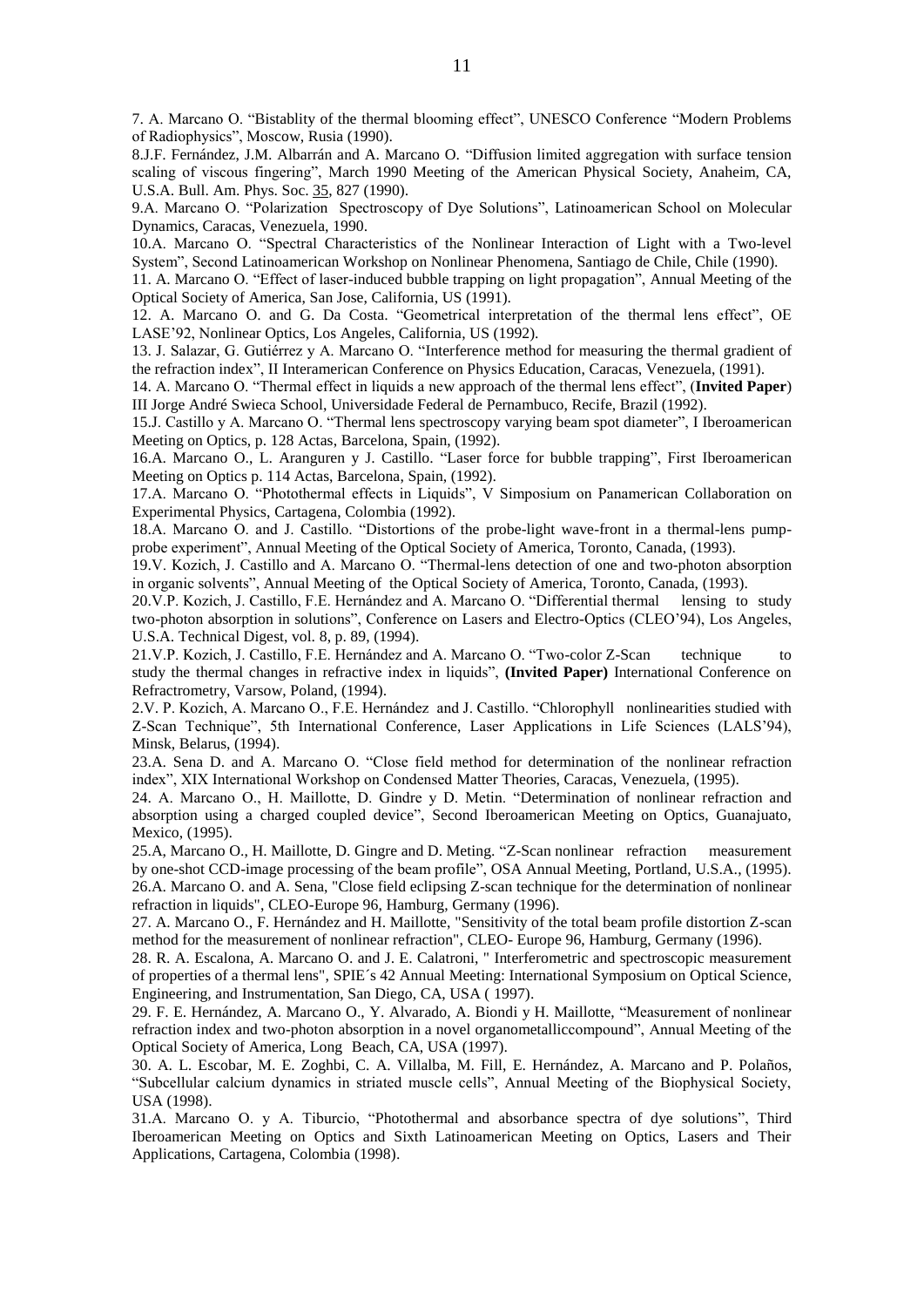7. A. Marcano O. "Bistablity of the thermal blooming effect", UNESCO Conference "Modern Problems of Radiophysics", Moscow, Rusia (1990).

8.J.F. Fernández, J.M. Albarrán and A. Marcano O. "Diffusion limited aggregation with surface tension scaling of viscous fingering", March 1990 Meeting of the American Physical Society, Anaheim, CA, U.S.A. Bull. Am. Phys. Soc. 35, 827 (1990).

9.A. Marcano O. "Polarization Spectroscopy of Dye Solutions", Latinoamerican School on Molecular Dynamics, Caracas, Venezuela, 1990.

10.A. Marcano O. "Spectral Characteristics of the Nonlinear Interaction of Light with a Two-level System", Second Latinoamerican Workshop on Nonlinear Phenomena, Santiago de Chile, Chile (1990).

11. A. Marcano O. "Effect of laser-induced bubble trapping on light propagation", Annual Meeting of the Optical Society of America, San Jose, California, US (1991).

12. A. Marcano O. and G. Da Costa. "Geometrical interpretation of the thermal lens effect", OE LASE'92, Nonlinear Optics, Los Angeles, California, US (1992).

13. J. Salazar, G. Gutiérrez y A. Marcano O. "Interference method for measuring the thermal gradient of the refraction index", II Interamerican Conference on Physics Education, Caracas, Venezuela, (1991).

14. A. Marcano O. "Thermal effect in liquids a new approach of the thermal lens effect", (**Invited Paper**) III Jorge André Swieca School, Universidade Federal de Pernambuco, Recife, Brazil (1992).

15.J. Castillo y A. Marcano O. "Thermal lens spectroscopy varying beam spot diameter", I Iberoamerican Meeting on Optics, p. 128 Actas, Barcelona, Spain, (1992).

16.A. Marcano O., L. Aranguren y J. Castillo. "Laser force for bubble trapping", First Iberoamerican Meeting on Optics p. 114 Actas, Barcelona, Spain, (1992).

17.A. Marcano O. "Photothermal effects in Liquids", V Simposium on Panamerican Collaboration on Experimental Physics, Cartagena, Colombia (1992).

18.A. Marcano O. and J. Castillo. "Distortions of the probe-light wave-front in a thermal-lens pump-probe experiment", Annual Meeting of the Optical Society of America, Toronto, Canada, (1993).

19.V. Kozich, J. Castillo and A. Marcano O. "Thermal-lens detection of one and two-photon absorption in organic solvents", Annual Meeting of the Optical Society of America, Toronto, Canada, (1993).

20.V.P. Kozich, J. Castillo, F.E. Hernández and A. Marcano O. "Differential thermal lensing to study two-photon absorption in solutions", Conference on Lasers and Electro-Optics (CLEO'94), Los Angeles, U.S.A. Technical Digest, vol. 8, p. 89, (1994).

21.V.P. Kozich, J. Castillo, F.E. Hernández and A. Marcano O. "Two-color Z-Scan technique to study the thermal changes in refractive index in liquids", **(Invited Paper)** International Conference on Refractrometry, Varsow, Poland, (1994).

2.V. P. Kozich, A. Marcano O., F.E. Hernández and J. Castillo. "Chlorophyll nonlinearities studied with Z-Scan Technique", 5th International Conference, Laser Applications in Life Sciences (LALS'94), Minsk, Belarus, (1994).

23.A. Sena D. and A. Marcano O. "Close field method for determination of the nonlinear refraction index", XIX International Workshop on Condensed Matter Theories, Caracas, Venezuela, (1995).

24. A. Marcano O., H. Maillotte, D. Gindre y D. Metin. "Determination of nonlinear refraction and absorption using a charged coupled device", Second Iberoamerican Meeting on Optics, Guanajuato, Mexico, (1995).

25.A, Marcano O., H. Maillotte, D. Gingre and D. Meting. "Z-Scan nonlinear refraction measurement by one-shot CCD-image processing of the beam profile", OSA Annual Meeting, Portland, U.S.A., (1995).

26.A. Marcano O. and A. Sena, "Close field eclipsing Z-scan technique for the determination of nonlinear refraction in liquids", CLEO-Europe 96, Hamburg, Germany (1996).

27. A. Marcano O., F. Hernández and H. Maillotte, "Sensitivity of the total beam profile distortion Z-scan method for the measurement of nonlinear refraction", CLEO- Europe 96, Hamburg, Germany (1996).

28. R. A. Escalona, A. Marcano O. and J. E. Calatroni, " Interferometric and spectroscopic measurement of properties of a thermal lens", SPIE´s 42 Annual Meeting: International Symposium on Optical Science, Engineering, and Instrumentation, San Diego, CA, USA ( 1997).

29. F. E. Hernández, A. Marcano O., Y. Alvarado, A. Biondi y H. Maillotte, "Measurement of nonlinear refraction index and two-photon absorption in a novel organometalliccompound", Annual Meeting of the Optical Society of America, Long Beach, CA, USA (1997).

30. A. L. Escobar, M. E. Zoghbi, C. A. Villalba, M. Fill, E. Hernández, A. Marcano and P. Polaños, "Subcellular calcium dynamics in striated muscle cells", Annual Meeting of the Biophysical Society, USA (1998).

31.A. Marcano O. y A. Tiburcio, "Photothermal and absorbance spectra of dye solutions", Third Iberoamerican Meeting on Optics and Sixth Latinoamerican Meeting on Optics, Lasers and Their Applications, Cartagena, Colombia (1998).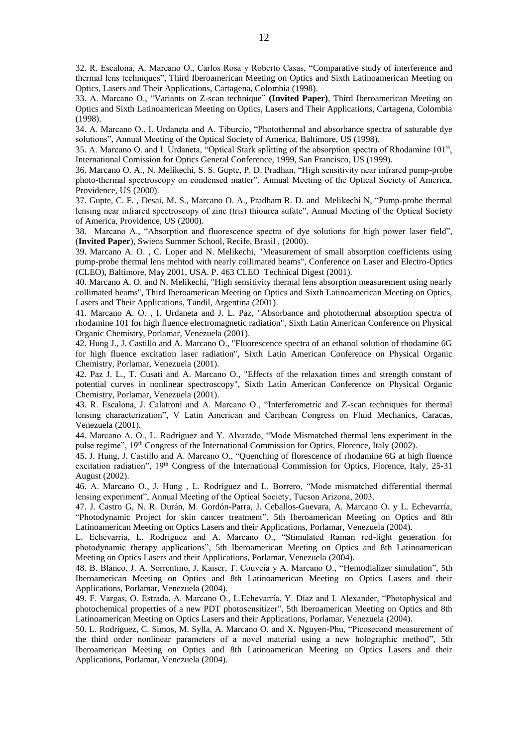32. R. Escalona, A. Marcano O., Carlos Rosa y Roberto Casas, "Comparative study of interference and thermal lens techniques", Third Iberoamerican Meeting on Optics and Sixth Latinoamerican Meeting on Optics, Lasers and Their Applications, Cartagena, Colombia (1998).

33. A. Marcano O., "Variants on Z-scan technique" **(Invited Paper)**, Third Iberoamerican Meeting on Optics and Sixth Latinoamerican Meeting on Optics, Lasers and Their Applications, Cartagena, Colombia (1998).

34. A. Marcano O., I. Urdaneta and A. Tiburcio, "Photothermal and absorbance spectra of saturable dye solutions", Annual Meeting of the Optical Society of America, Baltimore, US (1998).

35. A. Marcano O. and I. Urdaneta, "Optical Stark splitting of the absorption spectra of Rhodamine 101", International Comission for Optics General Conference, 1999, San Francisco, US (1999).

36. Marcano O. A., N. Melikechi, S. S. Gupte, P. D. Pradhan, "High sensitivity near infrared pump-probe photo-thermal spectroscopy on condensed matter", Annual Meeting of the Optical Society of America, Providence, US (2000).

37. Gupte, C. F. , Desai, M. S., Marcano O. A., Pradham R. D. and Melikechi N, "Pump-probe thermal lensing near infrared spectroscopy of zinc (tris) thiourea sufate", Annual Meeting of the Optical Society of America, Providence, US (2000).

38. Marcano A., "Absorption and fluorescence spectra of dye solutions for high power laser field", (**Invited Paper**), Swieca Summer School, Recife, Brasil , (2000).

39. Marcano A. O. , C. Loper and N. Melikechi, "Measurement of small absorption coefficients using pump-probe thermal lens mehtod with nearly collimated beams", Conference on Laser and Electro-Optics (CLEO), Baltimore, May 2001, USA. P. 463 CLEO Technical Digest (2001).

40. Marcano A. O. and N. Melikechi, "High sensitivity thermal lens absorption measurement using nearly collimated beams", Third Iberoamerican Meeting on Optics and Sixth Latinoamerican Meeting on Optics, Lasers and Their Applications, Tandil, Argentina (2001).

41. Marcano A. O. , I. Urdaneta and J. L. Paz, "Absorbance and photothermal absorption spectra of rhodamine 101 for high fluence electromagnetic radiation", Sixth Latin American Conference on Physical Organic Chemistry, Porlamar, Venezuela (2001).

42. Hung J., J. Castillo and A. Marcano O., "Fluorescence spectra of an ethanol solution of rhodamine 6G for high fluence excitation laser radiation", Sixth Latin American Conference on Physical Organic Chemistry, Porlamar, Venezuela (2001).

42. Paz J. L., T. Cusati and A. Marcano O., "Effects of the relaxation times and strength constant of potential curves in nonlinear spectroscopy", Sixth Latin American Conference on Physical Organic Chemistry, Porlamar, Venezuela (2001).

43. R. Escalona, J. Calatroni and A. Marcano O., "Interferometric and Z-scan techniques for thermal lensing characterization", V Latin American and Caribean Congress on Fluid Mechanics, Caracas, Venezuela (2001).

44. Marcano A. O., L. Rodríguez and Y. Alvarado, "Mode Mismatched thermal lens experiment in the pulse regime", 19th Congress of the International Commission for Optics, Florence, Italy (2002).

45. J. Hung, J. Castillo and A. Marcano O., "Quenching of florescence of rhodamine 6G at high fluence excitation radiation", 19th Congress of the International Commission for Optics, Florence, Italy, 25-31 August (2002).

46. A. Marcano O., J. Hung , L. Rodríguez and L. Borrero, "Mode mismatched differential thermal lensing experiment", Annual Meeting of the Optical Society, Tucson Arizona, 2003.

47. J. Castro G, N. R. Durán, M. Gordón-Parra, J. Ceballos-Guevara, A. Marcano O. y L. Echevarría, "Photodynamic Project for skin cancer treatment", 5th Iberoamerican Meeting on Optics and 8th Latinoamerican Meeting on Optics Lasers and their Applications, Porlamar, Venezuela (2004).

L. Echevarría, L. Rodríguez and A. Marcano O., "Stimulated Raman red-light generation for photodynamic therapy applications", 5th Iberoamerican Meeting on Optics and 8th Latinoamerican Meeting on Optics Lasers and their Applications, Porlamar, Venezuela (2004).

48. B. Blanco, J. A. Sorrentino, J. Kaiser, T. Couveia y A. Marcano O., "Hemodializer simulation", 5th Iberoamerican Meeting on Optics and 8th Latinoamerican Meeting on Optics Lasers and their Applications, Porlamar, Venezuela (2004).

49. F. Vargas, O. Estrada, A. Marcano O., L.Echevarría, Y. Díaz and I. Alexander, "Photophysical and photochemical properties of a new PDT photosensitizer", 5th Iberoamerican Meeting on Optics and 8th Latinoamerican Meeting on Optics Lasers and their Applications, Porlamar, Venezuela (2004).

50. L. Rodríguez, C. Simos, M. Sylla, A. Marcano O. and X. Nguyen-Phu, "Picosecond measurement of the third order nonlinear parameters of a novel material using a new holographic method", 5th Iberoamerican Meeting on Optics and 8th Latinoamerican Meeting on Optics Lasers and their Applications, Porlamar, Venezuela (2004).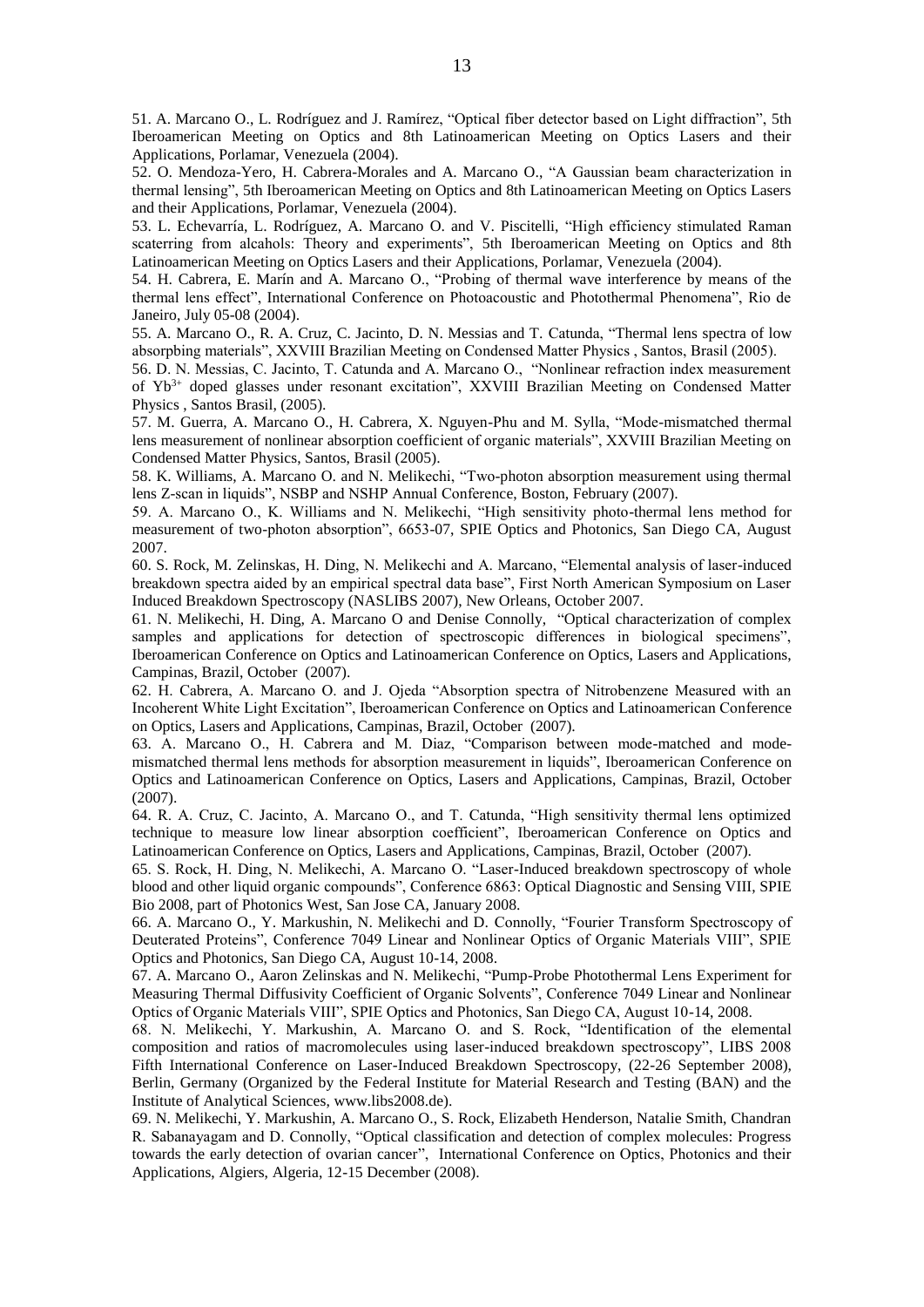51. A. Marcano O., L. Rodríguez and J. Ramírez, "Optical fiber detector based on Light diffraction", 5th Iberoamerican Meeting on Optics and 8th Latinoamerican Meeting on Optics Lasers and their Applications, Porlamar, Venezuela (2004).

52. O. Mendoza-Yero, H. Cabrera-Morales and A. Marcano O., "A Gaussian beam characterization in thermal lensing", 5th Iberoamerican Meeting on Optics and 8th Latinoamerican Meeting on Optics Lasers and their Applications, Porlamar, Venezuela (2004).

53. L. Echevarría, L. Rodríguez, A. Marcano O. and V. Piscitelli, "High efficiency stimulated Raman scaterring from alcahols: Theory and experiments", 5th Iberoamerican Meeting on Optics and 8th Latinoamerican Meeting on Optics Lasers and their Applications, Porlamar, Venezuela (2004).

54. H. Cabrera, E. Marín and A. Marcano O., "Probing of thermal wave interference by means of the thermal lens effect", International Conference on Photoacoustic and Photothermal Phenomena", Rio de Janeiro, July 05-08 (2004).

55. A. Marcano O., R. A. Cruz, C. Jacinto, D. N. Messias and T. Catunda, "Thermal lens spectra of low absorpbing materials", XXVIII Brazilian Meeting on Condensed Matter Physics , Santos, Brasil (2005).

56. D. N. Messias, C. Jacinto, T. Catunda and A. Marcano O., "Nonlinear refraction index measurement of $Yb^{3+}$ doped glasses under resonant excitation", XXVIII Brazilian Meeting on Condensed Matter Physics , Santos Brasil, (2005).

57. M. Guerra, A. Marcano O., H. Cabrera, X. Nguyen-Phu and M. Sylla, "Mode-mismatched thermal lens measurement of nonlinear absorption coefficient of organic materials", XXVIII Brazilian Meeting on Condensed Matter Physics, Santos, Brasil (2005).

58. K. Williams, A. Marcano O. and N. Melikechi, "Two-photon absorption measurement using thermal lens Z-scan in liquids", NSBP and NSHP Annual Conference, Boston, February (2007).

59. A. Marcano O., K. Williams and N. Melikechi, "High sensitivity photo-thermal lens method for measurement of two-photon absorption", 6653-07, SPIE Optics and Photonics, San Diego CA, August 2007.

60. S. Rock, M. Zelinskas, H. Ding, N. Melikechi and A. Marcano, "Elemental analysis of laser-induced breakdown spectra aided by an empirical spectral data base", First North American Symposium on Laser Induced Breakdown Spectroscopy (NASLIBS 2007), New Orleans, October 2007.

61. N. Melikechi, H. Ding, A. Marcano O and Denise Connolly, "Optical characterization of complex samples and applications for detection of spectroscopic differences in biological specimens", Iberoamerican Conference on Optics and Latinoamerican Conference on Optics, Lasers and Applications, Campinas, Brazil, October (2007).

62. H. Cabrera, A. Marcano O. and J. Ojeda "Absorption spectra of Nitrobenzene Measured with an Incoherent White Light Excitation", Iberoamerican Conference on Optics and Latinoamerican Conference on Optics, Lasers and Applications, Campinas, Brazil, October (2007).

63. A. Marcano O., H. Cabrera and M. Diaz, "Comparison between mode-matched and mode-mismatched thermal lens methods for absorption measurement in liquids", Iberoamerican Conference on Optics and Latinoamerican Conference on Optics, Lasers and Applications, Campinas, Brazil, October (2007).

64. R. A. Cruz, C. Jacinto, A. Marcano O., and T. Catunda, "High sensitivity thermal lens optimized technique to measure low linear absorption coefficient", Iberoamerican Conference on Optics and Latinoamerican Conference on Optics, Lasers and Applications, Campinas, Brazil, October (2007).

65. S. Rock, H. Ding, N. Melikechi, A. Marcano O. "Laser-Induced breakdown spectroscopy of whole blood and other liquid organic compounds", Conference 6863: Optical Diagnostic and Sensing VIII, SPIE Bio 2008, part of Photonics West, San Jose CA, January 2008.

66. A. Marcano O., Y. Markushin, N. Melikechi and D. Connolly, "Fourier Transform Spectroscopy of Deuterated Proteins", Conference 7049 Linear and Nonlinear Optics of Organic Materials VIII", SPIE Optics and Photonics, San Diego CA, August 10-14, 2008.

67. A. Marcano O., Aaron Zelinskas and N. Melikechi, "Pump-Probe Photothermal Lens Experiment for Measuring Thermal Diffusivity Coefficient of Organic Solvents", Conference 7049 Linear and Nonlinear Optics of Organic Materials VIII", SPIE Optics and Photonics, San Diego CA, August 10-14, 2008.

68. N. Melikechi, Y. Markushin, A. Marcano O. and S. Rock, "Identification of the elemental composition and ratios of macromolecules using laser-induced breakdown spectroscopy", LIBS 2008 Fifth International Conference on Laser-Induced Breakdown Spectroscopy, (22-26 September 2008), Berlin, Germany (Organized by the Federal Institute for Material Research and Testing (BAN) and the Institute of Analytical Sciences, www.libs2008.de).

69. N. Melikechi, Y. Markushin, A. Marcano O., S. Rock, Elizabeth Henderson, Natalie Smith, Chandran R. Sabanayagam and D. Connolly, "Optical classification and detection of complex molecules: Progress towards the early detection of ovarian cancer", International Conference on Optics, Photonics and their Applications, Algiers, Algeria, 12-15 December (2008).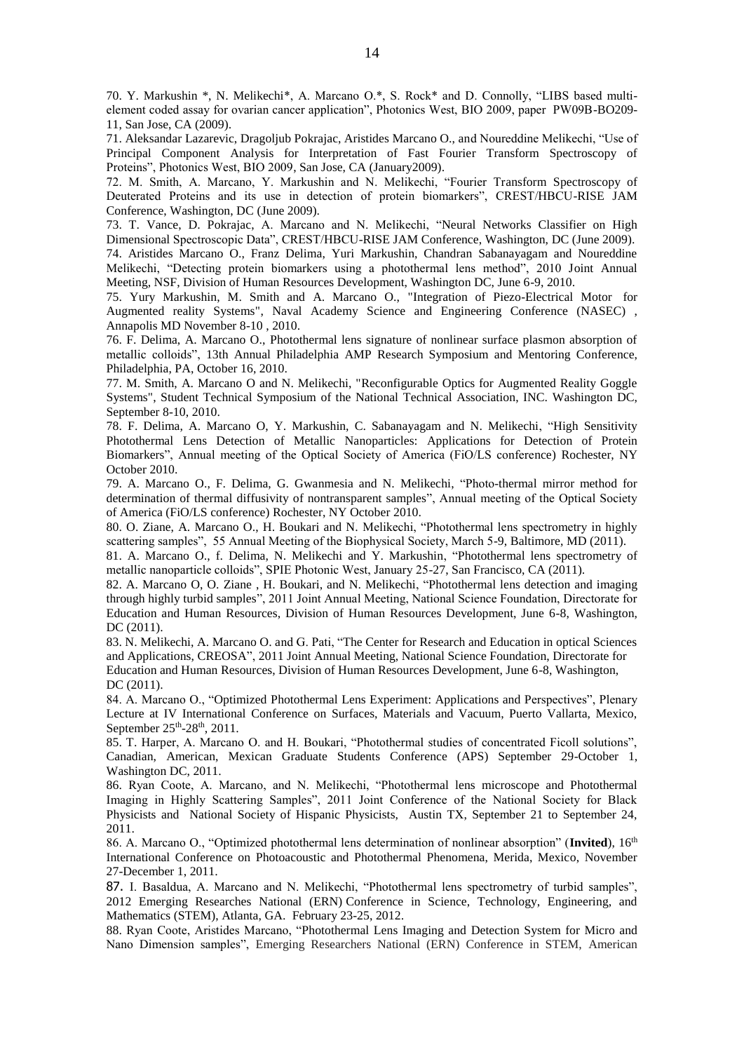70. Y. Markushin *, N. Melikechi*, A. Marcano O.*, S. Rock* and D. Connolly, "LIBS based multi-element coded assay for ovarian cancer application", Photonics West, BIO 2009, paper PW09B-BO209-11, San Jose, CA (2009).

71. Aleksandar Lazarevic, Dragoljub Pokrajac, Aristides Marcano O., and Noureddine Melikechi, "Use of Principal Component Analysis for Interpretation of Fast Fourier Transform Spectroscopy of Proteins", Photonics West, BIO 2009, San Jose, CA (January2009).

72. M. Smith, A. Marcano, Y. Markushin and N. Melikechi, "Fourier Transform Spectroscopy of Deuterated Proteins and its use in detection of protein biomarkers", CREST/HBCU-RISE JAM Conference, Washington, DC (June 2009).

73. T. Vance, D. Pokrajac, A. Marcano and N. Melikechi, "Neural Networks Classifier on High Dimensional Spectroscopic Data", CREST/HBCU-RISE JAM Conference, Washington, DC (June 2009).

74. Aristides Marcano O., Franz Delima, Yuri Markushin, Chandran Sabanayagam and Noureddine Melikechi, "Detecting protein biomarkers using a photothermal lens method", 2010 Joint Annual Meeting, NSF, Division of Human Resources Development, Washington DC, June 6-9, 2010.

75. Yury Markushin, M. Smith and A. Marcano O., "Integration of Piezo-Electrical Motor for Augmented reality Systems", Naval Academy Science and Engineering Conference (NASEC) , Annapolis MD November 8-10 , 2010.

76. F. Delima, A. Marcano O., Photothermal lens signature of nonlinear surface plasmon absorption of metallic colloids", 13th Annual Philadelphia AMP Research Symposium and Mentoring Conference, Philadelphia, PA, October 16, 2010.

77. M. Smith, A. Marcano O and N. Melikechi, "Reconfigurable Optics for Augmented Reality Goggle Systems", Student Technical Symposium of the National Technical Association, INC. Washington DC, September 8-10, 2010.

78. F. Delima, A. Marcano O, Y. Markushin, C. Sabanayagam and N. Melikechi, "High Sensitivity Photothermal Lens Detection of Metallic Nanoparticles: Applications for Detection of Protein Biomarkers", Annual meeting of the Optical Society of America (FiO/LS conference) Rochester, NY October 2010.

79. A. Marcano O., F. Delima, G. Gwanmesia and N. Melikechi, "Photo-thermal mirror method for determination of thermal diffusivity of nontransparent samples", Annual meeting of the Optical Society of America (FiO/LS conference) Rochester, NY October 2010.

80. O. Ziane, A. Marcano O., H. Boukari and N. Melikechi, "Photothermal lens spectrometry in highly scattering samples", 55 Annual Meeting of the Biophysical Society, March 5-9, Baltimore, MD (2011).

81. A. Marcano O., f. Delima, N. Melikechi and Y. Markushin, "Photothermal lens spectrometry of metallic nanoparticle colloids", SPIE Photonic West, January 25-27, San Francisco, CA (2011).

82. A. Marcano O, O. Ziane , H. Boukari, and N. Melikechi, "Photothermal lens detection and imaging through highly turbid samples", 2011 Joint Annual Meeting, National Science Foundation, Directorate for Education and Human Resources, Division of Human Resources Development, June 6-8, Washington, DC (2011).

83. N. Melikechi, A. Marcano O. and G. Pati, "The Center for Research and Education in optical Sciences and Applications, CREOSA", 2011 Joint Annual Meeting, National Science Foundation, Directorate for Education and Human Resources, Division of Human Resources Development, June 6-8, Washington, DC (2011).

84. A. Marcano O., "Optimized Photothermal Lens Experiment: Applications and Perspectives", Plenary Lecture at IV International Conference on Surfaces, Materials and Vacuum, Puerto Vallarta, Mexico, September 25th-28th, 2011.

85. T. Harper, A. Marcano O. and H. Boukari, "Photothermal studies of concentrated Ficoll solutions", Canadian, American, Mexican Graduate Students Conference (APS) September 29-October 1, Washington DC, 2011.

86. Ryan Coote, A. Marcano, and N. Melikechi, "Photothermal lens microscope and Photothermal Imaging in Highly Scattering Samples", 2011 Joint Conference of the National Society for Black Physicists and National Society of Hispanic Physicists, Austin TX, September 21 to September 24, 2011.

86. A. Marcano O., "Optimized photothermal lens determination of nonlinear absorption" (**Invited**), 16th International Conference on Photoacoustic and Photothermal Phenomena, Merida, Mexico, November 27-December 1, 2011.

87. I. Basaldua, A. Marcano and N. Melikechi, "Photothermal lens spectrometry of turbid samples", 2012 Emerging Researches National (ERN) Conference in Science, Technology, Engineering, and Mathematics (STEM), Atlanta, GA. February 23-25, 2012.

88. Ryan Coote, Aristides Marcano, "Photothermal Lens Imaging and Detection System for Micro and Nano Dimension samples", Emerging Researchers National (ERN) Conference in STEM, American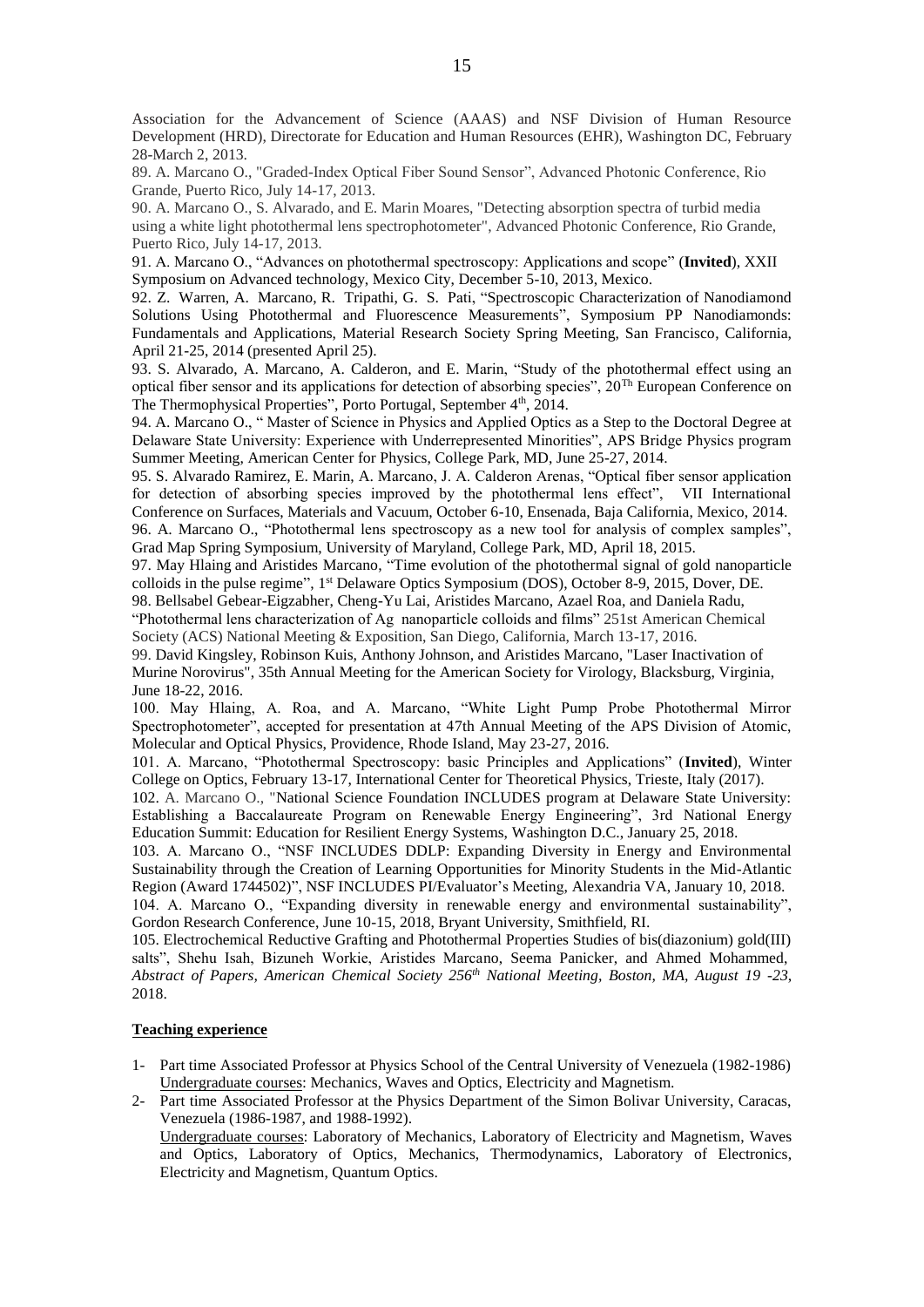Association for the Advancement of Science (AAAS) and NSF Division of Human Resource Development (HRD), Directorate for Education and Human Resources (EHR), Washington DC, February 28-March 2, 2013.

89. A. Marcano O., "Graded-Index Optical Fiber Sound Sensor", Advanced Photonic Conference, Rio Grande, Puerto Rico, July 14-17, 2013.

90. A. Marcano O., S. Alvarado, and E. Marin Moares, "Detecting absorption spectra of turbid media using a white light photothermal lens spectrophotometer", Advanced Photonic Conference, Rio Grande, Puerto Rico, July 14-17, 2013.

91. A. Marcano O., "Advances on photothermal spectroscopy: Applications and scope" (**Invited**), XXII Symposium on Advanced technology, Mexico City, December 5-10, 2013, Mexico.

92. Z. Warren, A. Marcano, R. Tripathi, G. S. Pati, "Spectroscopic Characterization of Nanodiamond Solutions Using Photothermal and Fluorescence Measurements", Symposium PP Nanodiamonds: Fundamentals and Applications, Material Research Society Spring Meeting, San Francisco, California, April 21-25, 2014 (presented April 25).

93. S. Alvarado, A. Marcano, A. Calderon, and E. Marin, "Study of the photothermal effect using an optical fiber sensor and its applications for detection of absorbing species", 20[Th] European Conference on The Thermophysical Properties", Porto Portugal, September 4[th], 2014.

94. A. Marcano O., " Master of Science in Physics and Applied Optics as a Step to the Doctoral Degree at Delaware State University: Experience with Underrepresented Minorities", APS Bridge Physics program Summer Meeting, American Center for Physics, College Park, MD, June 25-27, 2014.

95. S. Alvarado Ramirez, E. Marin, A. Marcano, J. A. Calderon Arenas, "Optical fiber sensor application for detection of absorbing species improved by the photothermal lens effect", VII International Conference on Surfaces, Materials and Vacuum, October 6-10, Ensenada, Baja California, Mexico, 2014.

96. A. Marcano O., "Photothermal lens spectroscopy as a new tool for analysis of complex samples", Grad Map Spring Symposium, University of Maryland, College Park, MD, April 18, 2015.

97. May Hlaing and Aristides Marcano, "Time evolution of the photothermal signal of gold nanoparticle colloids in the pulse regime", 1[st] Delaware Optics Symposium (DOS), October 8-9, 2015, Dover, DE.

98. Bellsabel Gebear-Eigzabher, Cheng-Yu Lai, Aristides Marcano, Azael Roa, and Daniela Radu, "Photothermal lens characterization of Ag nanoparticle colloids and films" 251st American Chemical Society (ACS) National Meeting & Exposition, San Diego, California, March 13-17, 2016.

99. David Kingsley, Robinson Kuis, Anthony Johnson, and Aristides Marcano, "Laser Inactivation of Murine Norovirus", 35th Annual Meeting for the American Society for Virology, Blacksburg, Virginia, June 18-22, 2016.

100. May Hlaing, A. Roa, and A. Marcano, "White Light Pump Probe Photothermal Mirror Spectrophotometer", accepted for presentation at 47th Annual Meeting of the APS Division of Atomic, Molecular and Optical Physics, Providence, Rhode Island, May 23-27, 2016.

101. A. Marcano, "Photothermal Spectroscopy: basic Principles and Applications" (**Invited**), Winter College on Optics, February 13-17, International Center for Theoretical Physics, Trieste, Italy (2017).

102. A. Marcano O., "National Science Foundation INCLUDES program at Delaware State University: Establishing a Baccalaureate Program on Renewable Energy Engineering", 3rd National Energy Education Summit: Education for Resilient Energy Systems, Washington D.C., January 25, 2018.

103. A. Marcano O., "NSF INCLUDES DDLP: Expanding Diversity in Energy and Environmental Sustainability through the Creation of Learning Opportunities for Minority Students in the Mid-Atlantic Region (Award 1744502)", NSF INCLUDES PI/Evaluator's Meeting, Alexandria VA, January 10, 2018.

104. A. Marcano O., "Expanding diversity in renewable energy and environmental sustainability", Gordon Research Conference, June 10-15, 2018, Bryant University, Smithfield, RI.

105. Electrochemical Reductive Grafting and Photothermal Properties Studies of bis(diazonium) gold(III) salts", Shehu Isah, Bizuneh Workie, Aristides Marcano, Seema Panicker, and Ahmed Mohammed, *Abstract of Papers, American Chemical Society 256[th] National Meeting, Boston, MA, August 19 -23*, 2018.

## Teaching experience

1- Part time Associated Professor at Physics School of the Central University of Venezuela (1982-1986)
Undergraduate courses: Mechanics, Waves and Optics, Electricity and Magnetism.

2- Part time Associated Professor at the Physics Department of the Simon Bolivar University, Caracas, Venezuela (1986-1987, and 1988-1992).
Undergraduate courses: Laboratory of Mechanics, Laboratory of Electricity and Magnetism, Waves and Optics, Laboratory of Optics, Mechanics, Thermodynamics, Laboratory of Electronics, Electricity and Magnetism, Quantum Optics.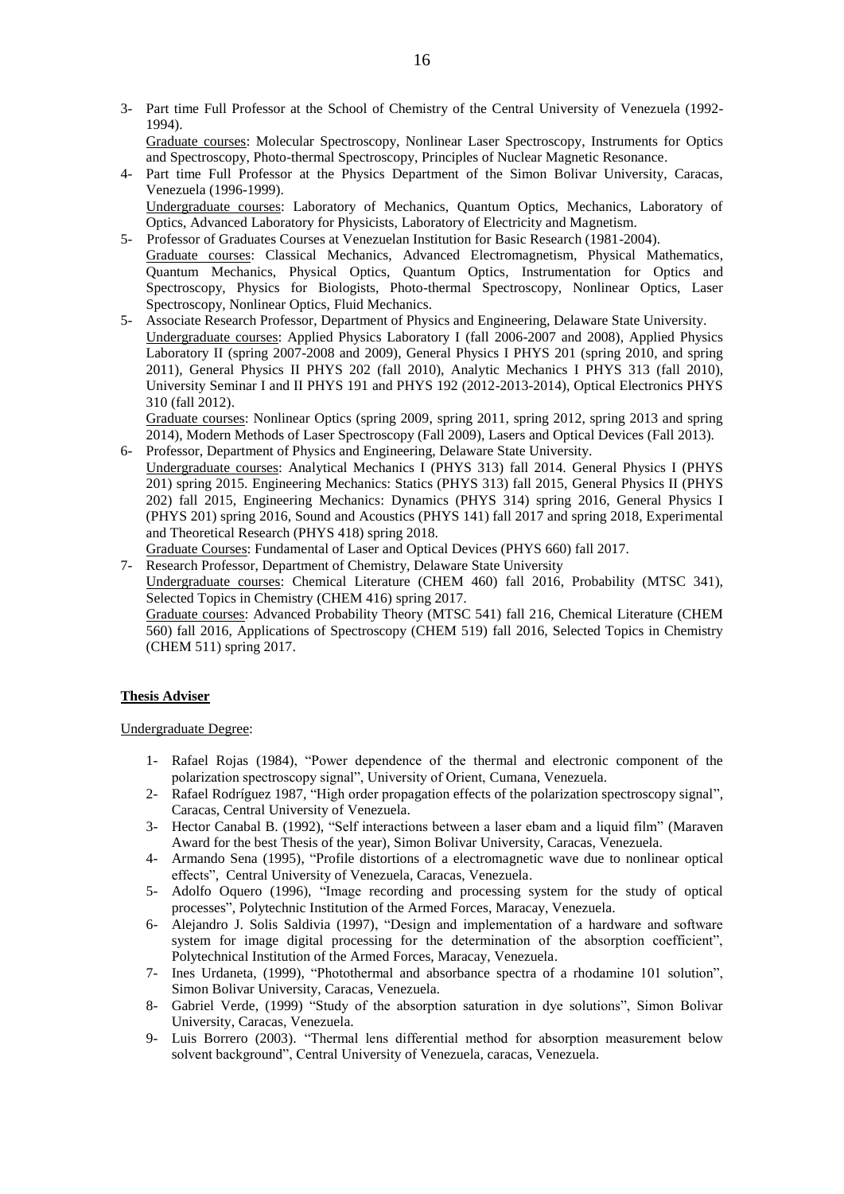3- Part time Full Professor at the School of Chemistry of the Central University of Venezuela (1992-1994).
   Graduate courses: Molecular Spectroscopy, Nonlinear Laser Spectroscopy, Instruments for Optics and Spectroscopy, Photo-thermal Spectroscopy, Principles of Nuclear Magnetic Resonance.
4- Part time Full Professor at the Physics Department of the Simon Bolivar University, Caracas, Venezuela (1996-1999).
   Undergraduate courses: Laboratory of Mechanics, Quantum Optics, Mechanics, Laboratory of Optics, Advanced Laboratory for Physicists, Laboratory of Electricity and Magnetism.
5- Professor of Graduates Courses at Venezuelan Institution for Basic Research (1981-2004).
   Graduate courses: Classical Mechanics, Advanced Electromagnetism, Physical Mathematics, Quantum Mechanics, Physical Optics, Quantum Optics, Instrumentation for Optics and Spectroscopy, Physics for Biologists, Photo-thermal Spectroscopy, Nonlinear Optics, Laser Spectroscopy, Nonlinear Optics, Fluid Mechanics.
5- Associate Research Professor, Department of Physics and Engineering, Delaware State University.
   Undergraduate courses: Applied Physics Laboratory I (fall 2006-2007 and 2008), Applied Physics Laboratory II (spring 2007-2008 and 2009), General Physics I PHYS 201 (spring 2010, and spring 2011), General Physics II PHYS 202 (fall 2010), Analytic Mechanics I PHYS 313 (fall 2010), University Seminar I and II PHYS 191 and PHYS 192 (2012-2013-2014), Optical Electronics PHYS 310 (fall 2012).
   Graduate courses: Nonlinear Optics (spring 2009, spring 2011, spring 2012, spring 2013 and spring 2014), Modern Methods of Laser Spectroscopy (Fall 2009), Lasers and Optical Devices (Fall 2013).
6- Professor, Department of Physics and Engineering, Delaware State University.
   Undergraduate courses: Analytical Mechanics I (PHYS 313) fall 2014. General Physics I (PHYS 201) spring 2015. Engineering Mechanics: Statics (PHYS 313) fall 2015, General Physics II (PHYS 202) fall 2015, Engineering Mechanics: Dynamics (PHYS 314) spring 2016, General Physics I (PHYS 201) spring 2016, Sound and Acoustics (PHYS 141) fall 2017 and spring 2018, Experimental and Theoretical Research (PHYS 418) spring 2018.
   Graduate Courses: Fundamental of Laser and Optical Devices (PHYS 660) fall 2017.
7- Research Professor, Department of Chemistry, Delaware State University
   Undergraduate courses: Chemical Literature (CHEM 460) fall 2016, Probability (MTSC 341), Selected Topics in Chemistry (CHEM 416) spring 2017.
   Graduate courses: Advanced Probability Theory (MTSC 541) fall 216, Chemical Literature (CHEM 560) fall 2016, Applications of Spectroscopy (CHEM 519) fall 2016, Selected Topics in Chemistry (CHEM 511) spring 2017.

**Thesis Adviser**

Undergraduate Degree:

1- Rafael Rojas (1984), "Power dependence of the thermal and electronic component of the polarization spectroscopy signal", University of Orient, Cumana, Venezuela.
2- Rafael Rodríguez 1987, "High order propagation effects of the polarization spectroscopy signal", Caracas, Central University of Venezuela.
3- Hector Canabal B. (1992), "Self interactions between a laser ebam and a liquid film" (Maraven Award for the best Thesis of the year), Simon Bolivar University, Caracas, Venezuela.
4- Armando Sena (1995), "Profile distortions of a electromagnetic wave due to nonlinear optical effects", Central University of Venezuela, Caracas, Venezuela.
5- Adolfo Oquero (1996), "Image recording and processing system for the study of optical processes", Polytechnic Institution of the Armed Forces, Maracay, Venezuela.
6- Alejandro J. Solis Saldivia (1997), "Design and implementation of a hardware and software system for image digital processing for the determination of the absorption coefficient", Polytechnical Institution of the Armed Forces, Maracay, Venezuela.
7- Ines Urdaneta, (1999), "Photothermal and absorbance spectra of a rhodamine 101 solution", Simon Bolivar University, Caracas, Venezuela.
8- Gabriel Verde, (1999) "Study of the absorption saturation in dye solutions", Simon Bolivar University, Caracas, Venezuela.
9- Luis Borrero (2003). "Thermal lens differential method for absorption measurement below solvent background", Central University of Venezuela, caracas, Venezuela.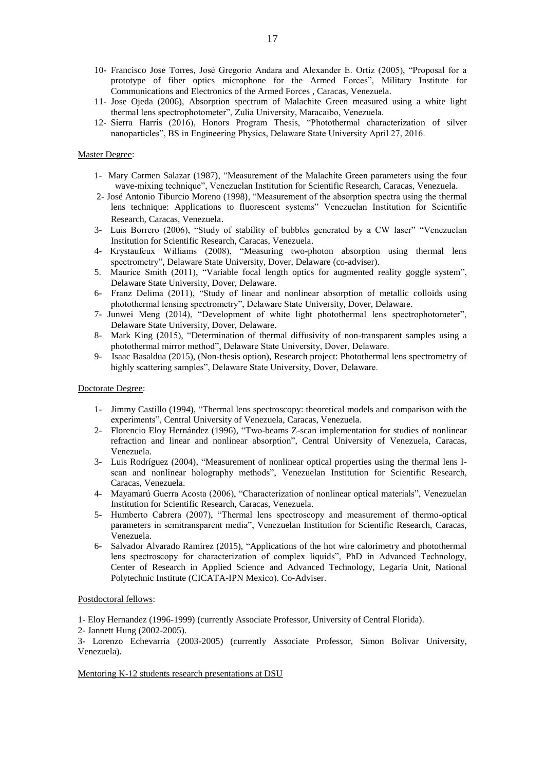10- Francisco Jose Torres, José Gregorio Andara and Alexander E. Ortíz (2005), "Proposal for a prototype of fiber optics microphone for the Armed Forces", Military Institute for Communications and Electronics of the Armed Forces , Caracas, Venezuela.

11- Jose Ojeda (2006), Absorption spectrum of Malachite Green measured using a white light thermal lens spectrophotometer", Zulia University, Maracaibo, Venezuela.

12- Sierra Harris (2016), Honors Program Thesis, "Photothermal characterization of silver nanoparticles", BS in Engineering Physics, Delaware State University April 27, 2016.

Master Degree:

1- Mary Carmen Salazar (1987), "Measurement of the Malachite Green parameters using the four wave-mixing technique", Venezuelan Institution for Scientific Research, Caracas, Venezuela.

2- José Antonio Tiburcio Moreno (1998), "Measurement of the absorption spectra using the thermal lens technique: Applications to fluorescent systems" Venezuelan Institution for Scientific Research, Caracas, Venezuela.

3- Luis Borrero (2006), "Study of stability of bubbles generated by a CW laser" "Venezuelan Institution for Scientific Research, Caracas, Venezuela.

4- Krystaufeux Williams (2008), "Measuring two-photon absorption using thermal lens spectrometry", Delaware State University, Dover, Delaware (co-adviser).

5. Maurice Smith (2011), "Variable focal length optics for augmented reality goggle system", Delaware State University, Dover, Delaware.

6- Franz Delima (2011), "Study of linear and nonlinear absorption of metallic colloids using photothermal lensing spectrometry", Delaware State University, Dover, Delaware.

7- Junwei Meng (2014), "Development of white light photothermal lens spectrophotometer", Delaware State University, Dover, Delaware.

8- Mark King (2015), "Determination of thermal diffusivity of non-transparent samples using a photothermal mirror method", Delaware State University, Dover, Delaware.

9- Isaac Basaldua (2015), (Non-thesis option), Research project: Photothermal lens spectrometry of highly scattering samples", Delaware State University, Dover, Delaware.

Doctorate Degree:

1- Jimmy Castillo (1994), "Thermal lens spectroscopy: theoretical models and comparison with the experiments", Central University of Venezuela, Caracas, Venezuela.

2- Florencio Eloy Hernández (1996), "Two-beams Z-scan implementation for studies of nonlinear refraction and linear and nonlinear absorption", Central University of Venezuela, Caracas, Venezuela.

3- Luis Rodríguez (2004), "Measurement of nonlinear optical properties using the thermal lens I-scan and nonlinear holography methods", Venezuelan Institution for Scientific Research, Caracas, Venezuela.

4- Mayamarú Guerra Acosta (2006), "Characterization of nonlinear optical materials", Venezuelan Institution for Scientific Research, Caracas, Venezuela.

5- Humberto Cabrera (2007), "Thermal lens spectroscopy and measurement of thermo-optical parameters in semitransparent media", Venezuelan Institution for Scientific Research, Caracas, Venezuela.

6- Salvador Alvarado Ramirez (2015), "Applications of the hot wire calorimetry and photothermal lens spectroscopy for characterization of complex liquids", PhD in Advanced Technology, Center of Research in Applied Science and Advanced Technology, Legaria Unit, National Polytechnic Institute (CICATA-IPN Mexico). Co-Adviser.

Postdoctoral fellows:

1- Eloy Hernandez (1996-1999) (currently Associate Professor, University of Central Florida).

2- Jannett Hung (2002-2005).

3- Lorenzo Echevarria (2003-2005) (currently Associate Professor, Simon Bolivar University, Venezuela).

Mentoring K-12 students research presentations at DSU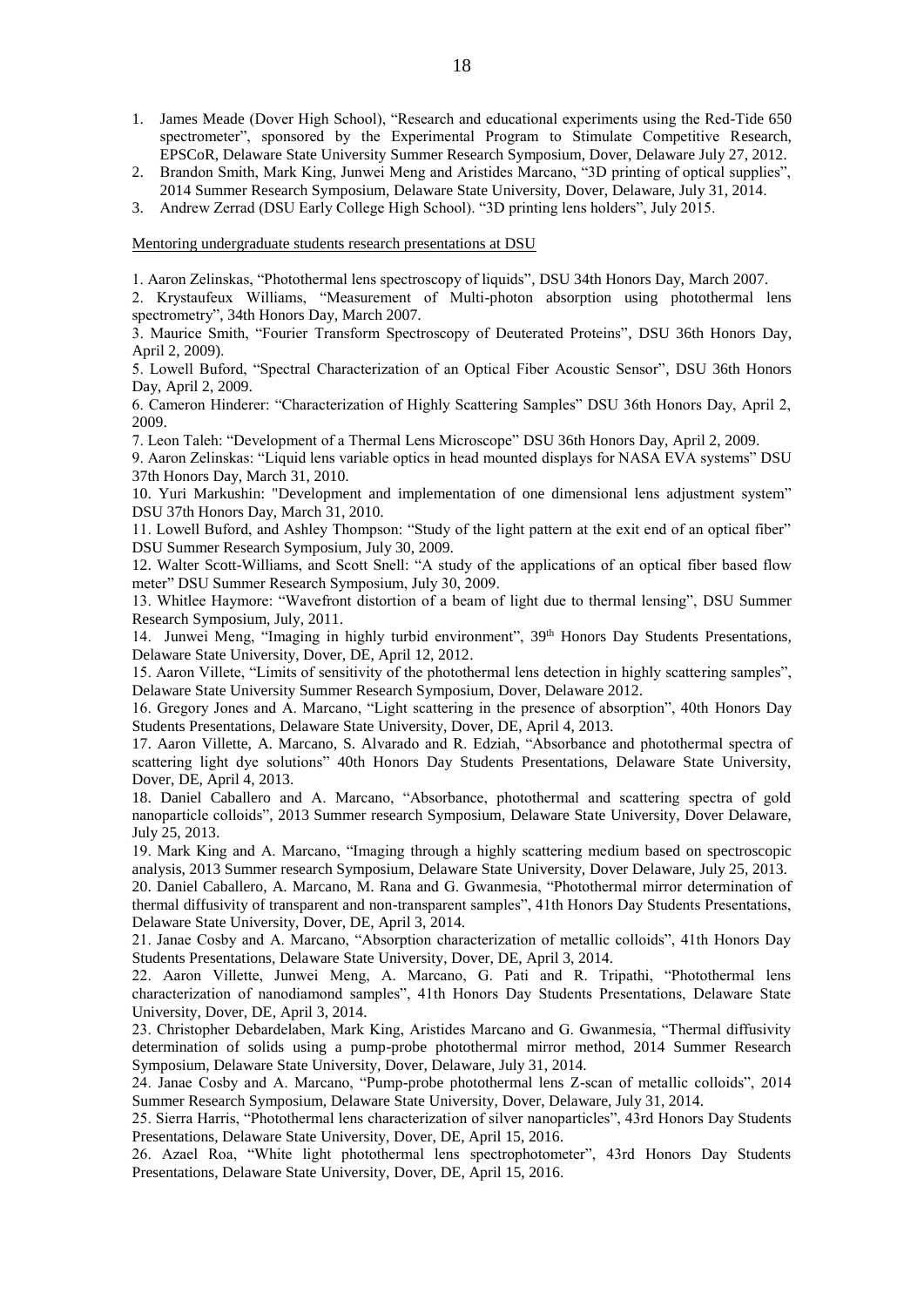1. James Meade (Dover High School), "Research and educational experiments using the Red-Tide 650 spectrometer", sponsored by the Experimental Program to Stimulate Competitive Research, EPSCoR, Delaware State University Summer Research Symposium, Dover, Delaware July 27, 2012.
2. Brandon Smith, Mark King, Junwei Meng and Aristides Marcano, "3D printing of optical supplies", 2014 Summer Research Symposium, Delaware State University, Dover, Delaware, July 31, 2014.
3. Andrew Zerrad (DSU Early College High School). "3D printing lens holders", July 2015.

<u>Mentoring undergraduate students research presentations at DSU</u>

1. Aaron Zelinskas, "Photothermal lens spectroscopy of liquids", DSU 34th Honors Day, March 2007.

2. Krystaufeux Williams, "Measurement of Multi-photon absorption using photothermal lens spectrometry", 34th Honors Day, March 2007.

3. Maurice Smith, "Fourier Transform Spectroscopy of Deuterated Proteins", DSU 36th Honors Day, April 2, 2009).

5. Lowell Buford, "Spectral Characterization of an Optical Fiber Acoustic Sensor", DSU 36th Honors Day, April 2, 2009.

6. Cameron Hinderer: "Characterization of Highly Scattering Samples" DSU 36th Honors Day, April 2, 2009.

7. Leon Taleh: "Development of a Thermal Lens Microscope" DSU 36th Honors Day, April 2, 2009.

9. Aaron Zelinskas: "Liquid lens variable optics in head mounted displays for NASA EVA systems" DSU 37th Honors Day, March 31, 2010.

10. Yuri Markushin: "Development and implementation of one dimensional lens adjustment system" DSU 37th Honors Day, March 31, 2010.

11. Lowell Buford, and Ashley Thompson: "Study of the light pattern at the exit end of an optical fiber" DSU Summer Research Symposium, July 30, 2009.

12. Walter Scott-Williams, and Scott Snell: "A study of the applications of an optical fiber based flow meter" DSU Summer Research Symposium, July 30, 2009.

13. Whitlee Haymore: "Wavefront distortion of a beam of light due to thermal lensing", DSU Summer Research Symposium, July, 2011.

14. Junwei Meng, "Imaging in highly turbid environment", 39th Honors Day Students Presentations, Delaware State University, Dover, DE, April 12, 2012.

15. Aaron Villete, "Limits of sensitivity of the photothermal lens detection in highly scattering samples", Delaware State University Summer Research Symposium, Dover, Delaware 2012.

16. Gregory Jones and A. Marcano, "Light scattering in the presence of absorption", 40th Honors Day Students Presentations, Delaware State University, Dover, DE, April 4, 2013.

17. Aaron Villette, A. Marcano, S. Alvarado and R. Edziah, "Absorbance and photothermal spectra of scattering light dye solutions" 40th Honors Day Students Presentations, Delaware State University, Dover, DE, April 4, 2013.

18. Daniel Caballero and A. Marcano, "Absorbance, photothermal and scattering spectra of gold nanoparticle colloids", 2013 Summer research Symposium, Delaware State University, Dover Delaware, July 25, 2013.

19. Mark King and A. Marcano, "Imaging through a highly scattering medium based on spectroscopic analysis, 2013 Summer research Symposium, Delaware State University, Dover Delaware, July 25, 2013.

20. Daniel Caballero, A. Marcano, M. Rana and G. Gwanmesia, "Photothermal mirror determination of thermal diffusivity of transparent and non-transparent samples", 41th Honors Day Students Presentations, Delaware State University, Dover, DE, April 3, 2014.

21. Janae Cosby and A. Marcano, "Absorption characterization of metallic colloids", 41th Honors Day Students Presentations, Delaware State University, Dover, DE, April 3, 2014.

22. Aaron Villette, Junwei Meng, A. Marcano, G. Pati and R. Tripathi, "Photothermal lens characterization of nanodiamond samples", 41th Honors Day Students Presentations, Delaware State University, Dover, DE, April 3, 2014.

23. Christopher Debardelaben, Mark King, Aristides Marcano and G. Gwanmesia, "Thermal diffusivity determination of solids using a pump-probe photothermal mirror method, 2014 Summer Research Symposium, Delaware State University, Dover, Delaware, July 31, 2014.

24. Janae Cosby and A. Marcano, "Pump-probe photothermal lens Z-scan of metallic colloids", 2014 Summer Research Symposium, Delaware State University, Dover, Delaware, July 31, 2014.

25. Sierra Harris, "Photothermal lens characterization of silver nanoparticles", 43rd Honors Day Students Presentations, Delaware State University, Dover, DE, April 15, 2016.

26. Azael Roa, "White light photothermal lens spectrophotometer", 43rd Honors Day Students Presentations, Delaware State University, Dover, DE, April 15, 2016.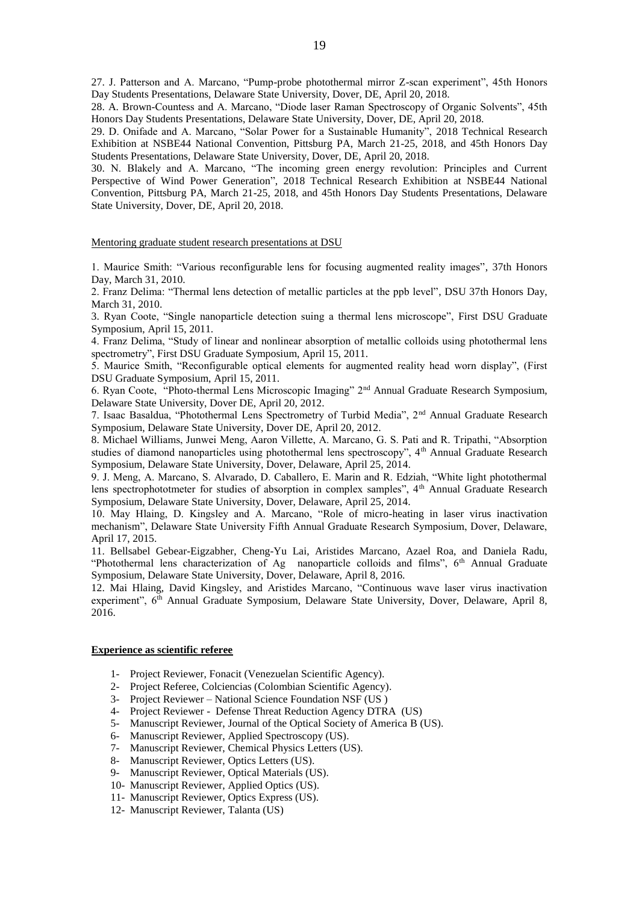27. J. Patterson and A. Marcano, "Pump-probe photothermal mirror Z-scan experiment", 45th Honors Day Students Presentations, Delaware State University, Dover, DE, April 20, 2018.

28. A. Brown-Countess and A. Marcano, "Diode laser Raman Spectroscopy of Organic Solvents", 45th Honors Day Students Presentations, Delaware State University, Dover, DE, April 20, 2018.

29. D. Onifade and A. Marcano, "Solar Power for a Sustainable Humanity", 2018 Technical Research Exhibition at NSBE44 National Convention, Pittsburg PA, March 21-25, 2018, and 45th Honors Day Students Presentations, Delaware State University, Dover, DE, April 20, 2018.

30. N. Blakely and A. Marcano, "The incoming green energy revolution: Principles and Current Perspective of Wind Power Generation", 2018 Technical Research Exhibition at NSBE44 National Convention, Pittsburg PA, March 21-25, 2018, and 45th Honors Day Students Presentations, Delaware State University, Dover, DE, April 20, 2018.

Mentoring graduate student research presentations at DSU

1. Maurice Smith: "Various reconfigurable lens for focusing augmented reality images", 37th Honors Day, March 31, 2010.

2. Franz Delima: "Thermal lens detection of metallic particles at the ppb level", DSU 37th Honors Day, March 31, 2010.

3. Ryan Coote, "Single nanoparticle detection suing a thermal lens microscope", First DSU Graduate Symposium, April 15, 2011.

4. Franz Delima, "Study of linear and nonlinear absorption of metallic colloids using photothermal lens spectrometry", First DSU Graduate Symposium, April 15, 2011.

5. Maurice Smith, "Reconfigurable optical elements for augmented reality head worn display", (First DSU Graduate Symposium, April 15, 2011.

6. Ryan Coote, "Photo-thermal Lens Microscopic Imaging" 2nd Annual Graduate Research Symposium, Delaware State University, Dover DE, April 20, 2012.

7. Isaac Basaldua, "Photothermal Lens Spectrometry of Turbid Media", 2nd Annual Graduate Research Symposium, Delaware State University, Dover DE, April 20, 2012.

8. Michael Williams, Junwei Meng, Aaron Villette, A. Marcano, G. S. Pati and R. Tripathi, "Absorption studies of diamond nanoparticles using photothermal lens spectroscopy", 4th Annual Graduate Research Symposium, Delaware State University, Dover, Delaware, April 25, 2014.

9. J. Meng, A. Marcano, S. Alvarado, D. Caballero, E. Marin and R. Edziah, "White light photothermal lens spectrophototmeter for studies of absorption in complex samples", 4th Annual Graduate Research Symposium, Delaware State University, Dover, Delaware, April 25, 2014.

10. May Hlaing, D. Kingsley and A. Marcano, "Role of micro-heating in laser virus inactivation mechanism", Delaware State University Fifth Annual Graduate Research Symposium, Dover, Delaware, April 17, 2015.

11. Bellsabel Gebear-Eigzabher, Cheng-Yu Lai, Aristides Marcano, Azael Roa, and Daniela Radu, "Photothermal lens characterization of Ag nanoparticle colloids and films", 6th Annual Graduate Symposium, Delaware State University, Dover, Delaware, April 8, 2016.

12. Mai Hlaing, David Kingsley, and Aristides Marcano, "Continuous wave laser virus inactivation experiment", 6th Annual Graduate Symposium, Delaware State University, Dover, Delaware, April 8, 2016.

**Experience as scientific referee**

1- Project Reviewer, Fonacit (Venezuelan Scientific Agency).
2- Project Referee, Colciencias (Colombian Scientific Agency).
3- Project Reviewer – National Science Foundation NSF (US )
4- Project Reviewer - Defense Threat Reduction Agency DTRA (US)
5- Manuscript Reviewer, Journal of the Optical Society of America B (US).
6- Manuscript Reviewer, Applied Spectroscopy (US).
7- Manuscript Reviewer, Chemical Physics Letters (US).
8- Manuscript Reviewer, Optics Letters (US).
9- Manuscript Reviewer, Optical Materials (US).
10- Manuscript Reviewer, Applied Optics (US).
11- Manuscript Reviewer, Optics Express (US).
12- Manuscript Reviewer, Talanta (US)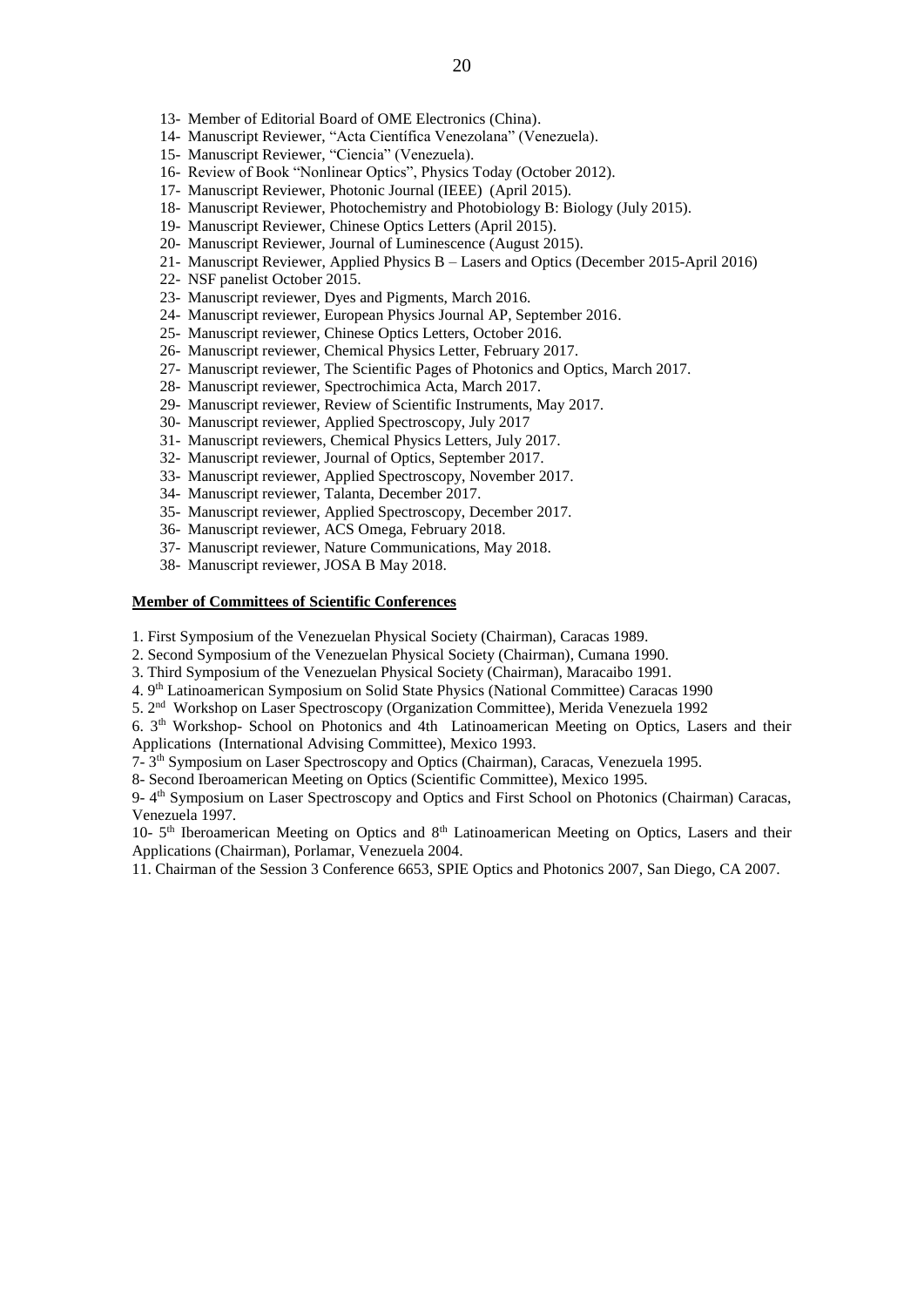13- Member of Editorial Board of OME Electronics (China).
14- Manuscript Reviewer, “Acta Científica Venezolana” (Venezuela).
15- Manuscript Reviewer, “Ciencia” (Venezuela).
16- Review of Book “Nonlinear Optics”, Physics Today (October 2012).
17- Manuscript Reviewer, Photonic Journal (IEEE) (April 2015).
18- Manuscript Reviewer, Photochemistry and Photobiology B: Biology (July 2015).
19- Manuscript Reviewer, Chinese Optics Letters (April 2015).
20- Manuscript Reviewer, Journal of Luminescence (August 2015).
21- Manuscript Reviewer, Applied Physics B – Lasers and Optics (December 2015-April 2016)
22- NSF panelist October 2015.
23- Manuscript reviewer, Dyes and Pigments, March 2016.
24- Manuscript reviewer, European Physics Journal AP, September 2016.
25- Manuscript reviewer, Chinese Optics Letters, October 2016.
26- Manuscript reviewer, Chemical Physics Letter, February 2017.
27- Manuscript reviewer, The Scientific Pages of Photonics and Optics, March 2017.
28- Manuscript reviewer, Spectrochimica Acta, March 2017.
29- Manuscript reviewer, Review of Scientific Instruments, May 2017.
30- Manuscript reviewer, Applied Spectroscopy, July 2017
31- Manuscript reviewers, Chemical Physics Letters, July 2017.
32- Manuscript reviewer, Journal of Optics, September 2017.
33- Manuscript reviewer, Applied Spectroscopy, November 2017.
34- Manuscript reviewer, Talanta, December 2017.
35- Manuscript reviewer, Applied Spectroscopy, December 2017.
36- Manuscript reviewer, ACS Omega, February 2018.
37- Manuscript reviewer, Nature Communications, May 2018.
38- Manuscript reviewer, JOSA B May 2018.

**Member of Committees of Scientific Conferences**

1. First Symposium of the Venezuelan Physical Society (Chairman), Caracas 1989.
2. Second Symposium of the Venezuelan Physical Society (Chairman), Cumana 1990.
3. Third Symposium of the Venezuelan Physical Society (Chairman), Maracaibo 1991.
4. 9th Latinoamerican Symposium on Solid State Physics (National Committee) Caracas 1990
5. 2nd Workshop on Laser Spectroscopy (Organization Committee), Merida Venezuela 1992
6. 3th Workshop- School on Photonics and 4th Latinoamerican Meeting on Optics, Lasers and their Applications (International Advising Committee), Mexico 1993.
7- 3th Symposium on Laser Spectroscopy and Optics (Chairman), Caracas, Venezuela 1995.
8- Second Iberoamerican Meeting on Optics (Scientific Committee), Mexico 1995.
9- 4th Symposium on Laser Spectroscopy and Optics and First School on Photonics (Chairman) Caracas, Venezuela 1997.
10- 5th Iberoamerican Meeting on Optics and 8th Latinoamerican Meeting on Optics, Lasers and their Applications (Chairman), Porlamar, Venezuela 2004.
11. Chairman of the Session 3 Conference 6653, SPIE Optics and Photonics 2007, San Diego, CA 2007.